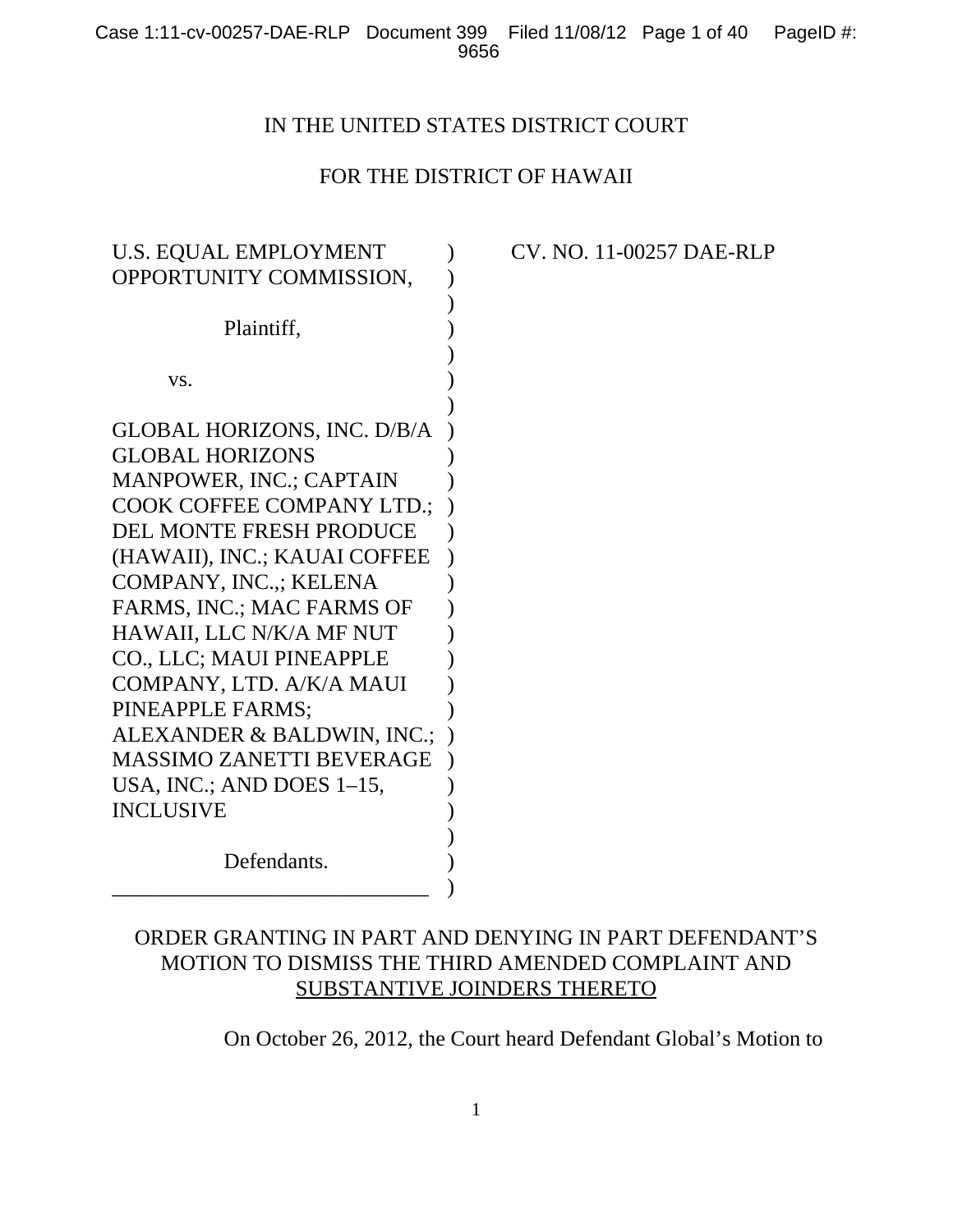IN THE UNITED STATES DISTRICT COURT

FOR THE DISTRICT OF HAWAII

U.S. EQUAL EMPLOYMENT OPPORTUNITY COMMISSION,

Plaintiff,

vs.

GLOBAL HORIZONS, INC. D/B/A GLOBAL HORIZONS MANPOWER, INC.; CAPTAIN COOK COFFEE COMPANY LTD.; DEL MONTE FRESH PRODUCE (HAWAII), INC.; KAUAI COFFEE COMPANY, INC.,; KELENA FARMS, INC.; MAC FARMS OF HAWAII, LLC N/K/A MF NUT CO., LLC; MAUI PINEAPPLE COMPANY, LTD. A/K/A MAUI PINEAPPLE FARMS; ALEXANDER & BALDWIN, INC.; MASSIMO ZANETTI BEVERAGE USA, INC.; AND DOES 1–15, INCLUSIVE

Defendants.

CV. NO. 11-00257 DAE-RLP

ORDER GRANTING IN PART AND DENYING IN PART DEFENDANT'S MOTION TO DISMISS THE THIRD AMENDED COMPLAINT AND SUBSTANTIVE JOINDERS THERETO

On October 26, 2012, the Court heard Defendant Global's Motion to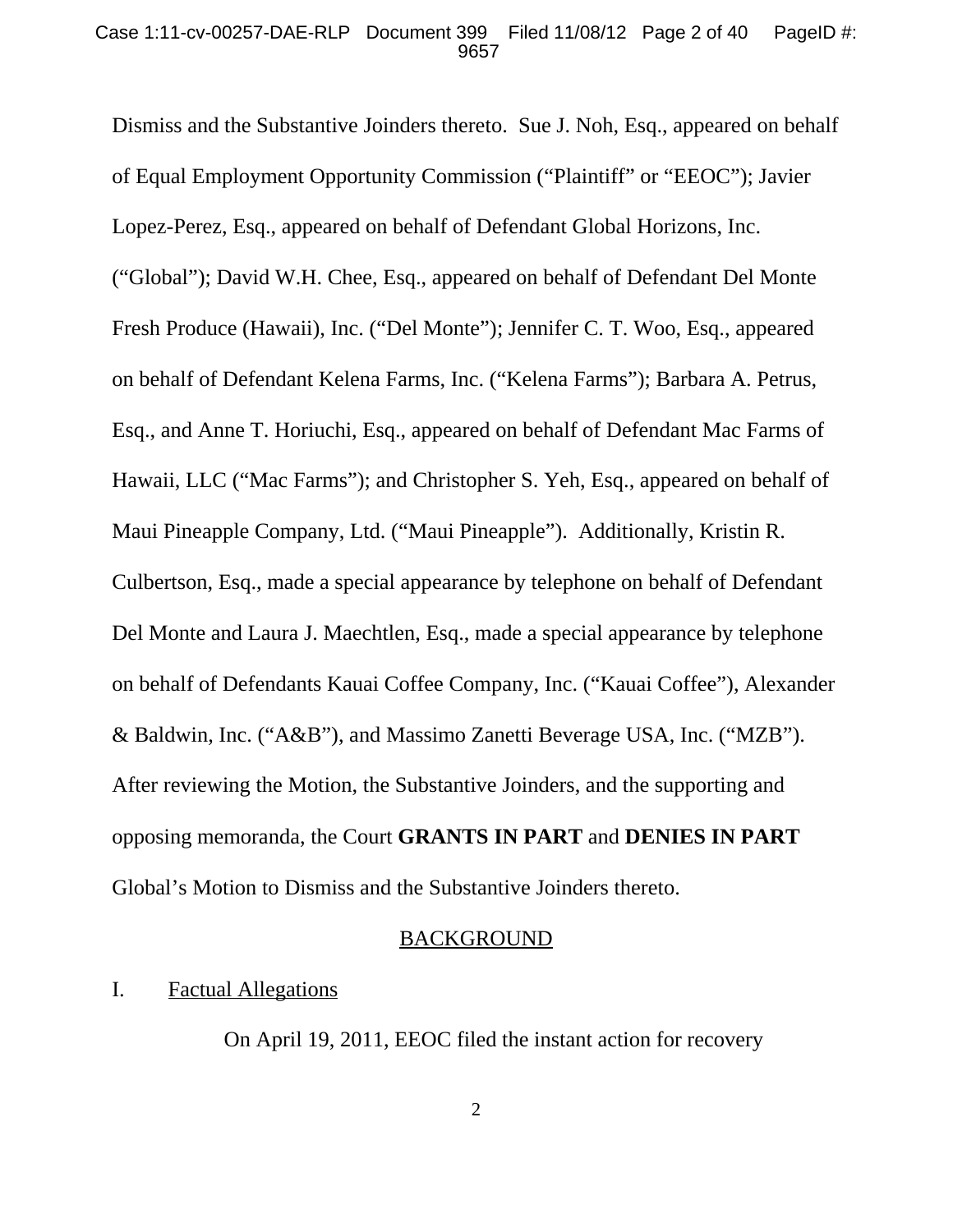Dismiss and the Substantive Joinders thereto. Sue J. Noh, Esq., appeared on behalf of Equal Employment Opportunity Commission ("Plaintiff" or "EEOC"); Javier Lopez-Perez, Esq., appeared on behalf of Defendant Global Horizons, Inc. ("Global"); David W.H. Chee, Esq., appeared on behalf of Defendant Del Monte Fresh Produce (Hawaii), Inc. ("Del Monte"); Jennifer C. T. Woo, Esq., appeared on behalf of Defendant Kelena Farms, Inc. ("Kelena Farms"); Barbara A. Petrus, Esq., and Anne T. Horiuchi, Esq., appeared on behalf of Defendant Mac Farms of Hawaii, LLC ("Mac Farms"); and Christopher S. Yeh, Esq., appeared on behalf of Maui Pineapple Company, Ltd. ("Maui Pineapple"). Additionally, Kristin R. Culbertson, Esq., made a special appearance by telephone on behalf of Defendant Del Monte and Laura J. Maechtlen, Esq., made a special appearance by telephone on behalf of Defendants Kauai Coffee Company, Inc. ("Kauai Coffee"), Alexander & Baldwin, Inc. ("A&B"), and Massimo Zanetti Beverage USA, Inc. ("MZB"). After reviewing the Motion, the Substantive Joinders, and the supporting and opposing memoranda, the Court **GRANTS IN PART** and **DENIES IN PART** Global's Motion to Dismiss and the Substantive Joinders thereto.

## BACKGROUND

### I. Factual Allegations

On April 19, 2011, EEOC filed the instant action for recovery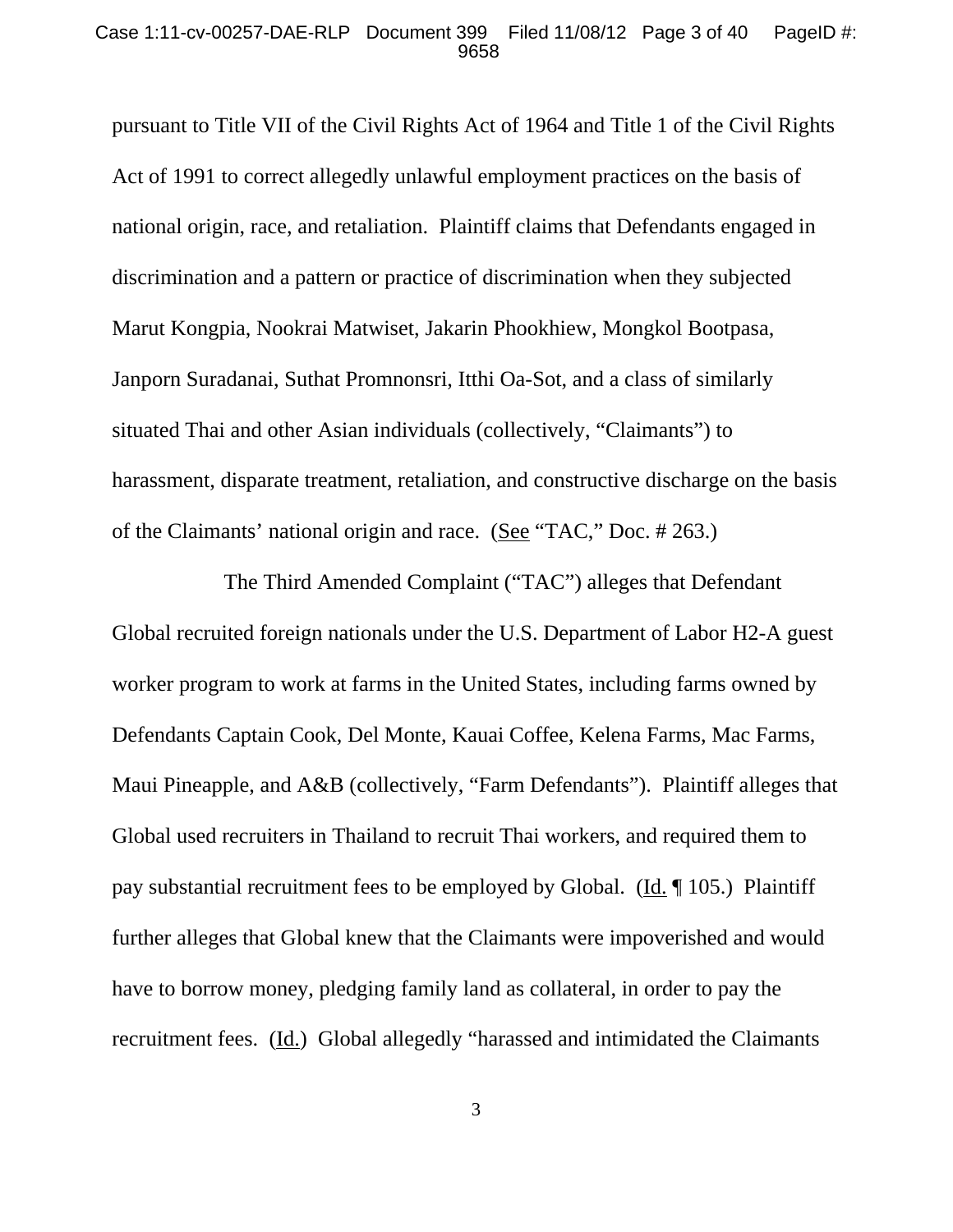pursuant to Title VII of the Civil Rights Act of 1964 and Title 1 of the Civil Rights Act of 1991 to correct allegedly unlawful employment practices on the basis of national origin, race, and retaliation. Plaintiff claims that Defendants engaged in discrimination and a pattern or practice of discrimination when they subjected Marut Kongpia, Nookrai Matwiset, Jakarin Phookhiew, Mongkol Bootpasa, Janporn Suradanai, Suthat Promnonsri, Itthi Oa-Sot, and a class of similarly situated Thai and other Asian individuals (collectively, "Claimants") to harassment, disparate treatment, retaliation, and constructive discharge on the basis of the Claimants' national origin and race. (See "TAC," Doc. # 263.)

The Third Amended Complaint ("TAC") alleges that Defendant Global recruited foreign nationals under the U.S. Department of Labor H2-A guest worker program to work at farms in the United States, including farms owned by Defendants Captain Cook, Del Monte, Kauai Coffee, Kelena Farms, Mac Farms, Maui Pineapple, and A&B (collectively, "Farm Defendants"). Plaintiff alleges that Global used recruiters in Thailand to recruit Thai workers, and required them to pay substantial recruitment fees to be employed by Global. (Id. ¶ 105.) Plaintiff further alleges that Global knew that the Claimants were impoverished and would have to borrow money, pledging family land as collateral, in order to pay the recruitment fees. (Id.) Global allegedly "harassed and intimidated the Claimants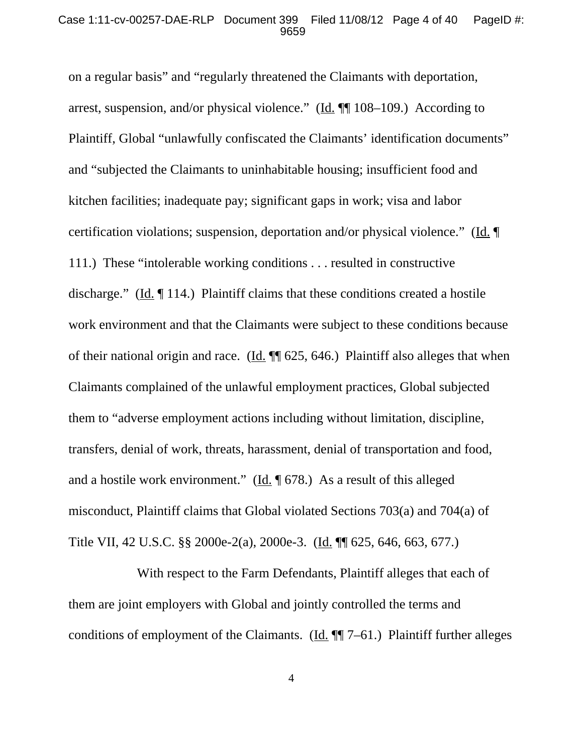on a regular basis" and "regularly threatened the Claimants with deportation, arrest, suspension, and/or physical violence." (Id. ¶¶ 108–109.) According to Plaintiff, Global "unlawfully confiscated the Claimants' identification documents" and "subjected the Claimants to uninhabitable housing; insufficient food and kitchen facilities; inadequate pay; significant gaps in work; visa and labor certification violations; suspension, deportation and/or physical violence." (Id. ¶ 111.) These "intolerable working conditions . . . resulted in constructive discharge." (Id. ¶ 114.) Plaintiff claims that these conditions created a hostile work environment and that the Claimants were subject to these conditions because of their national origin and race. (Id. ¶¶ 625, 646.) Plaintiff also alleges that when Claimants complained of the unlawful employment practices, Global subjected them to "adverse employment actions including without limitation, discipline, transfers, denial of work, threats, harassment, denial of transportation and food, and a hostile work environment." (Id. ¶ 678.) As a result of this alleged misconduct, Plaintiff claims that Global violated Sections 703(a) and 704(a) of Title VII, 42 U.S.C. §§ 2000e-2(a), 2000e-3. (Id. ¶¶ 625, 646, 663, 677.)

With respect to the Farm Defendants, Plaintiff alleges that each of them are joint employers with Global and jointly controlled the terms and conditions of employment of the Claimants. (Id. ¶¶ 7–61.) Plaintiff further alleges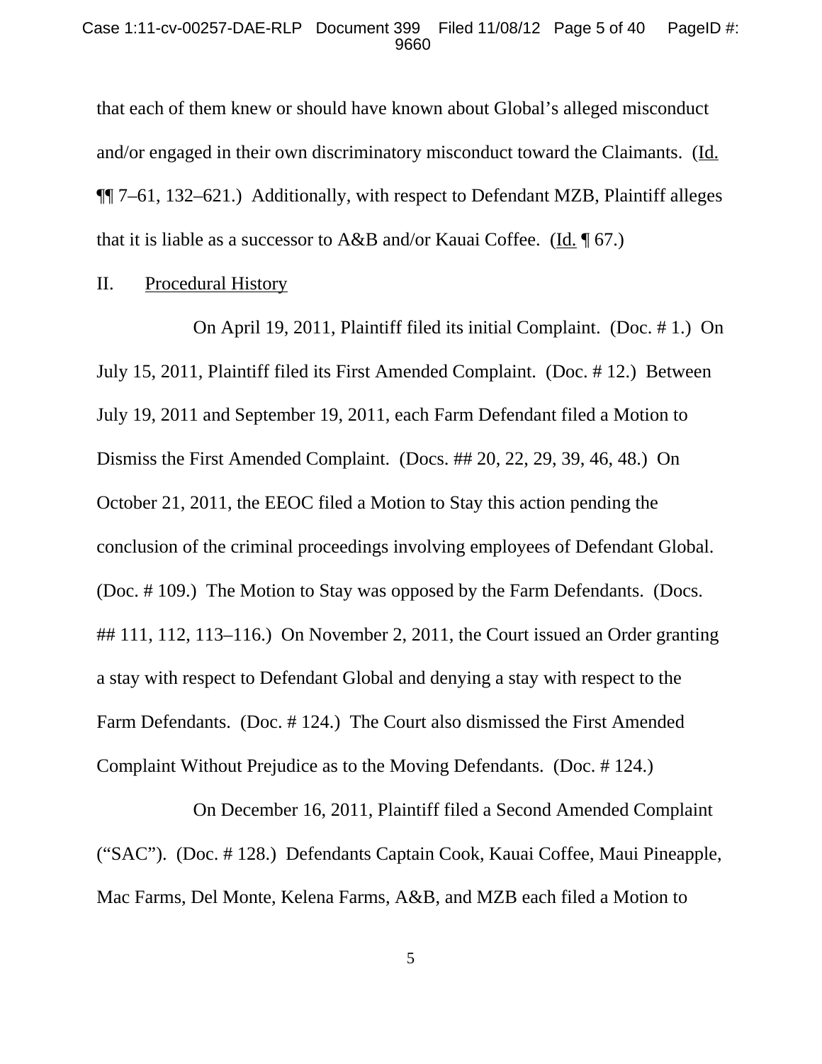that each of them knew or should have known about Global's alleged misconduct and/or engaged in their own discriminatory misconduct toward the Claimants. (Id. ¶¶ 7–61, 132–621.) Additionally, with respect to Defendant MZB, Plaintiff alleges that it is liable as a successor to A&B and/or Kauai Coffee. (Id. ¶ 67.)

## II. Procedural History

On April 19, 2011, Plaintiff filed its initial Complaint. (Doc. # 1.) On July 15, 2011, Plaintiff filed its First Amended Complaint. (Doc. # 12.) Between July 19, 2011 and September 19, 2011, each Farm Defendant filed a Motion to Dismiss the First Amended Complaint. (Docs. ## 20, 22, 29, 39, 46, 48.) On October 21, 2011, the EEOC filed a Motion to Stay this action pending the conclusion of the criminal proceedings involving employees of Defendant Global. (Doc. # 109.) The Motion to Stay was opposed by the Farm Defendants. (Docs. ## 111, 112, 113–116.) On November 2, 2011, the Court issued an Order granting a stay with respect to Defendant Global and denying a stay with respect to the Farm Defendants. (Doc. # 124.) The Court also dismissed the First Amended Complaint Without Prejudice as to the Moving Defendants. (Doc. # 124.)

On December 16, 2011, Plaintiff filed a Second Amended Complaint ("SAC"). (Doc. # 128.) Defendants Captain Cook, Kauai Coffee, Maui Pineapple, Mac Farms, Del Monte, Kelena Farms, A&B, and MZB each filed a Motion to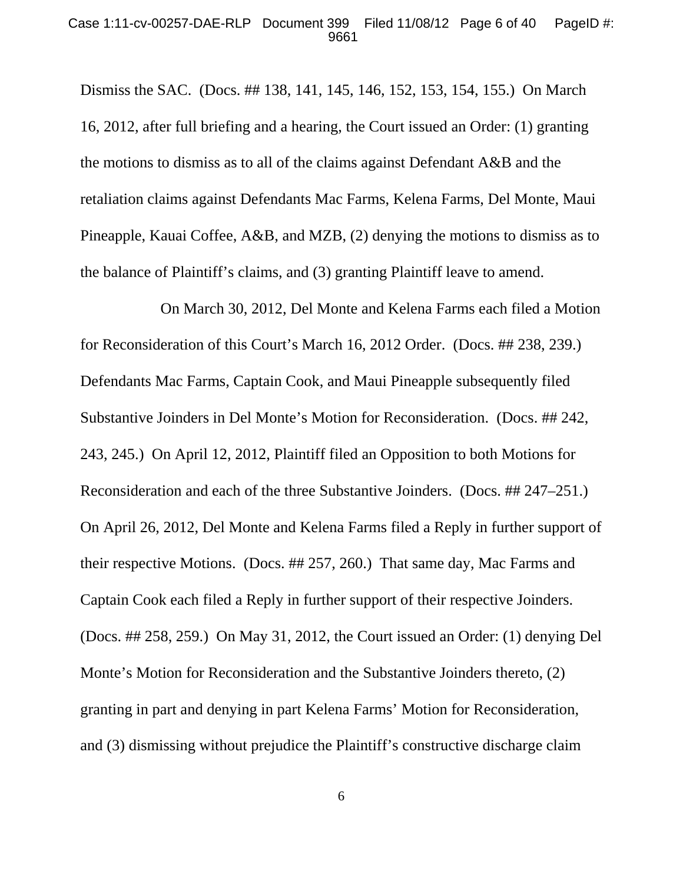Dismiss the SAC. (Docs. ## 138, 141, 145, 146, 152, 153, 154, 155.) On March 16, 2012, after full briefing and a hearing, the Court issued an Order: (1) granting the motions to dismiss as to all of the claims against Defendant A&B and the retaliation claims against Defendants Mac Farms, Kelena Farms, Del Monte, Maui Pineapple, Kauai Coffee, A&B, and MZB, (2) denying the motions to dismiss as to the balance of Plaintiff's claims, and (3) granting Plaintiff leave to amend.

On March 30, 2012, Del Monte and Kelena Farms each filed a Motion for Reconsideration of this Court's March 16, 2012 Order. (Docs. ## 238, 239.) Defendants Mac Farms, Captain Cook, and Maui Pineapple subsequently filed Substantive Joinders in Del Monte's Motion for Reconsideration. (Docs. ## 242, 243, 245.) On April 12, 2012, Plaintiff filed an Opposition to both Motions for Reconsideration and each of the three Substantive Joinders. (Docs. ## 247–251.) On April 26, 2012, Del Monte and Kelena Farms filed a Reply in further support of their respective Motions. (Docs. ## 257, 260.) That same day, Mac Farms and Captain Cook each filed a Reply in further support of their respective Joinders. (Docs. ## 258, 259.) On May 31, 2012, the Court issued an Order: (1) denying Del Monte's Motion for Reconsideration and the Substantive Joinders thereto, (2) granting in part and denying in part Kelena Farms' Motion for Reconsideration, and (3) dismissing without prejudice the Plaintiff's constructive discharge claim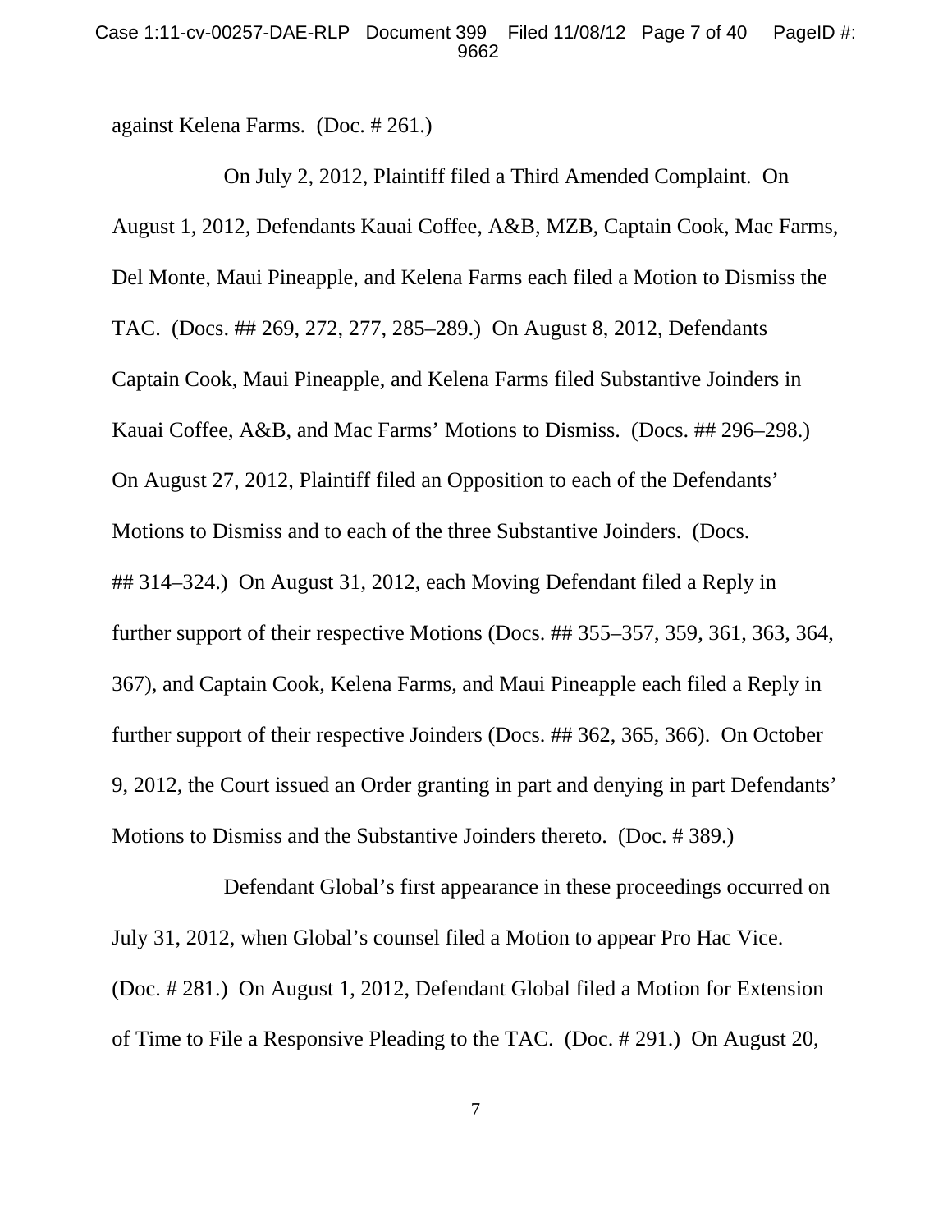against Kelena Farms. (Doc. # 261.)

On July 2, 2012, Plaintiff filed a Third Amended Complaint. On August 1, 2012, Defendants Kauai Coffee, A&B, MZB, Captain Cook, Mac Farms, Del Monte, Maui Pineapple, and Kelena Farms each filed a Motion to Dismiss the TAC. (Docs. ## 269, 272, 277, 285–289.) On August 8, 2012, Defendants Captain Cook, Maui Pineapple, and Kelena Farms filed Substantive Joinders in Kauai Coffee, A&B, and Mac Farms' Motions to Dismiss. (Docs. ## 296–298.) On August 27, 2012, Plaintiff filed an Opposition to each of the Defendants' Motions to Dismiss and to each of the three Substantive Joinders. (Docs. ## 314–324.) On August 31, 2012, each Moving Defendant filed a Reply in further support of their respective Motions (Docs. ## 355–357, 359, 361, 363, 364, 367), and Captain Cook, Kelena Farms, and Maui Pineapple each filed a Reply in further support of their respective Joinders (Docs. ## 362, 365, 366). On October 9, 2012, the Court issued an Order granting in part and denying in part Defendants' Motions to Dismiss and the Substantive Joinders thereto. (Doc. # 389.)

Defendant Global's first appearance in these proceedings occurred on July 31, 2012, when Global's counsel filed a Motion to appear Pro Hac Vice. (Doc. # 281.) On August 1, 2012, Defendant Global filed a Motion for Extension of Time to File a Responsive Pleading to the TAC. (Doc. # 291.) On August 20,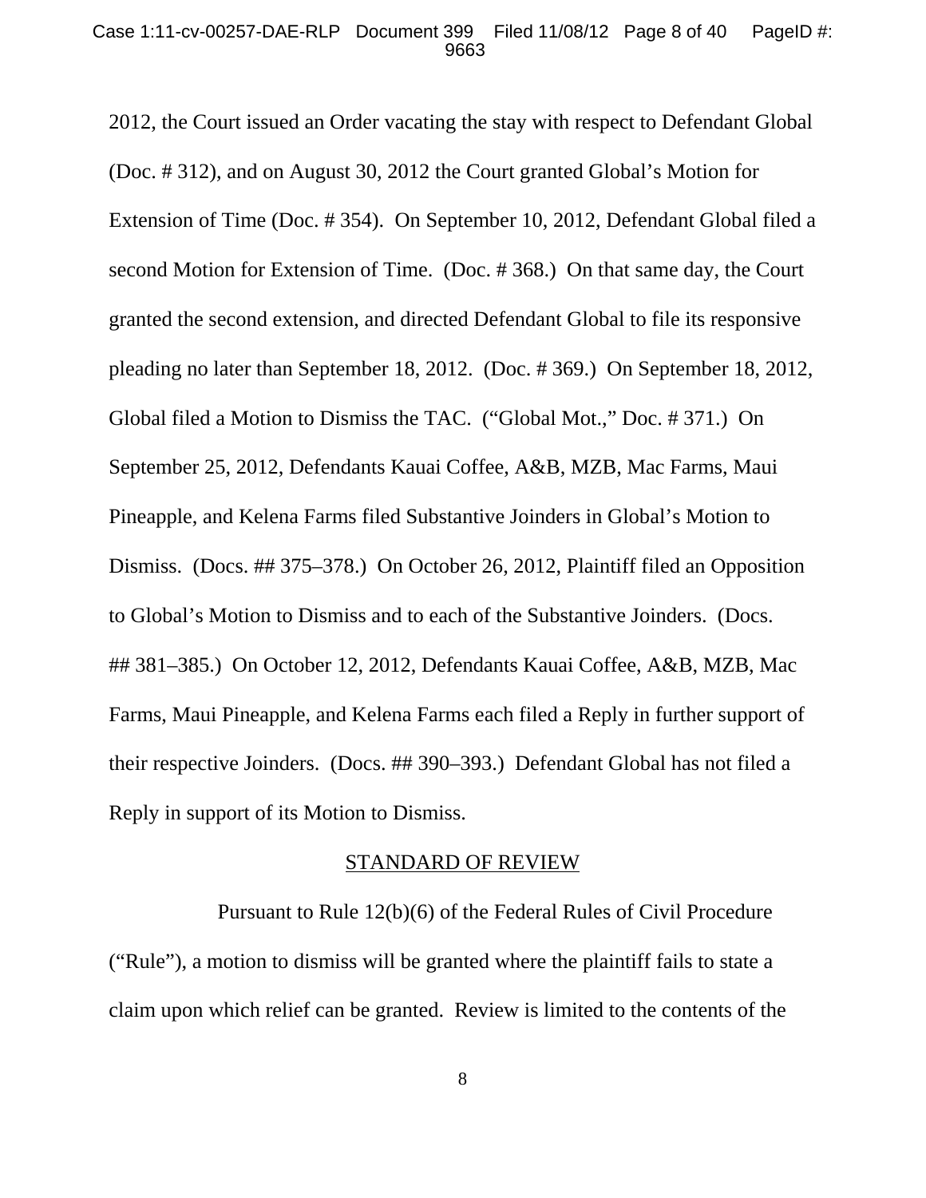2012, the Court issued an Order vacating the stay with respect to Defendant Global (Doc. # 312), and on August 30, 2012 the Court granted Global's Motion for Extension of Time (Doc. # 354). On September 10, 2012, Defendant Global filed a second Motion for Extension of Time. (Doc. # 368.) On that same day, the Court granted the second extension, and directed Defendant Global to file its responsive pleading no later than September 18, 2012. (Doc. # 369.) On September 18, 2012, Global filed a Motion to Dismiss the TAC. ("Global Mot.," Doc. # 371.) On September 25, 2012, Defendants Kauai Coffee, A&B, MZB, Mac Farms, Maui Pineapple, and Kelena Farms filed Substantive Joinders in Global's Motion to Dismiss. (Docs. ## 375–378.) On October 26, 2012, Plaintiff filed an Opposition to Global's Motion to Dismiss and to each of the Substantive Joinders. (Docs. ## 381–385.) On October 12, 2012, Defendants Kauai Coffee, A&B, MZB, Mac Farms, Maui Pineapple, and Kelena Farms each filed a Reply in further support of their respective Joinders. (Docs. ## 390–393.) Defendant Global has not filed a Reply in support of its Motion to Dismiss.

## STANDARD OF REVIEW

Pursuant to Rule 12(b)(6) of the Federal Rules of Civil Procedure ("Rule"), a motion to dismiss will be granted where the plaintiff fails to state a claim upon which relief can be granted. Review is limited to the contents of the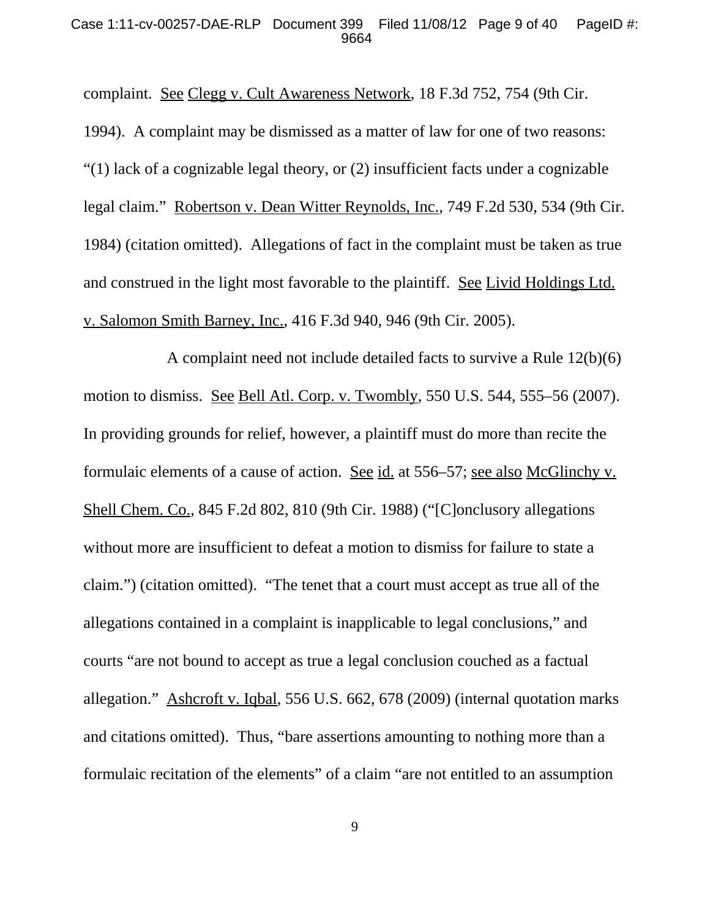complaint. See Clegg v. Cult Awareness Network, 18 F.3d 752, 754 (9th Cir. 1994). A complaint may be dismissed as a matter of law for one of two reasons: "(1) lack of a cognizable legal theory, or (2) insufficient facts under a cognizable legal claim." Robertson v. Dean Witter Reynolds, Inc., 749 F.2d 530, 534 (9th Cir. 1984) (citation omitted). Allegations of fact in the complaint must be taken as true and construed in the light most favorable to the plaintiff. See Livid Holdings Ltd. v. Salomon Smith Barney, Inc., 416 F.3d 940, 946 (9th Cir. 2005).

A complaint need not include detailed facts to survive a Rule 12(b)(6) motion to dismiss. See Bell Atl. Corp. v. Twombly, 550 U.S. 544, 555–56 (2007). In providing grounds for relief, however, a plaintiff must do more than recite the formulaic elements of a cause of action. See id. at 556–57; see also McGlinchy v. Shell Chem. Co., 845 F.2d 802, 810 (9th Cir. 1988) ("[C]onclusory allegations without more are insufficient to defeat a motion to dismiss for failure to state a claim.") (citation omitted). "The tenet that a court must accept as true all of the allegations contained in a complaint is inapplicable to legal conclusions," and courts "are not bound to accept as true a legal conclusion couched as a factual allegation." Ashcroft v. Iqbal, 556 U.S. 662, 678 (2009) (internal quotation marks and citations omitted). Thus, "bare assertions amounting to nothing more than a formulaic recitation of the elements" of a claim "are not entitled to an assumption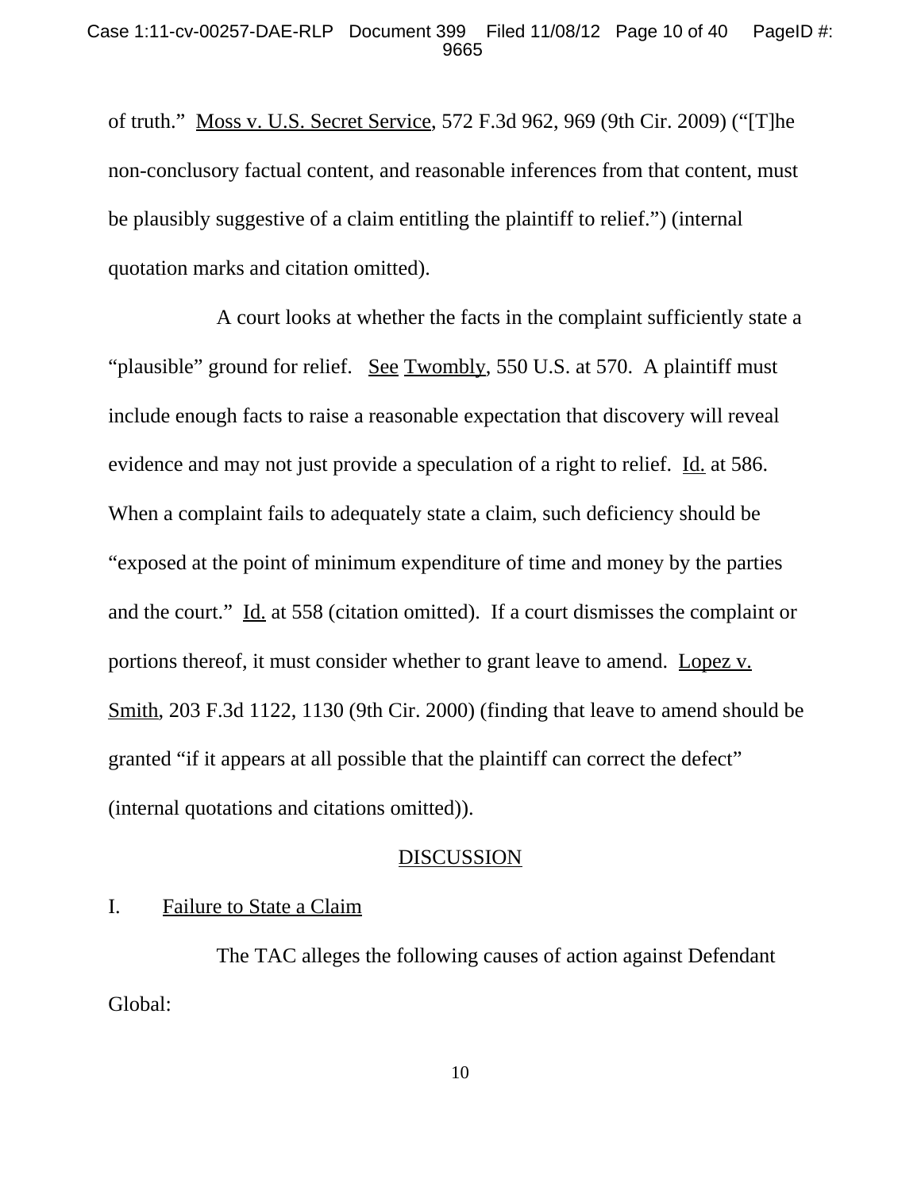of truth." Moss v. U.S. Secret Service, 572 F.3d 962, 969 (9th Cir. 2009) ("[T]he non-conclusory factual content, and reasonable inferences from that content, must be plausibly suggestive of a claim entitling the plaintiff to relief.") (internal quotation marks and citation omitted).

A court looks at whether the facts in the complaint sufficiently state a "plausible" ground for relief. See Twombly, 550 U.S. at 570. A plaintiff must include enough facts to raise a reasonable expectation that discovery will reveal evidence and may not just provide a speculation of a right to relief. Id. at 586. When a complaint fails to adequately state a claim, such deficiency should be "exposed at the point of minimum expenditure of time and money by the parties and the court." Id. at 558 (citation omitted). If a court dismisses the complaint or portions thereof, it must consider whether to grant leave to amend. Lopez v. Smith, 203 F.3d 1122, 1130 (9th Cir. 2000) (finding that leave to amend should be granted "if it appears at all possible that the plaintiff can correct the defect" (internal quotations and citations omitted)).

## DISCUSSION

### I. Failure to State a Claim

The TAC alleges the following causes of action against Defendant Global: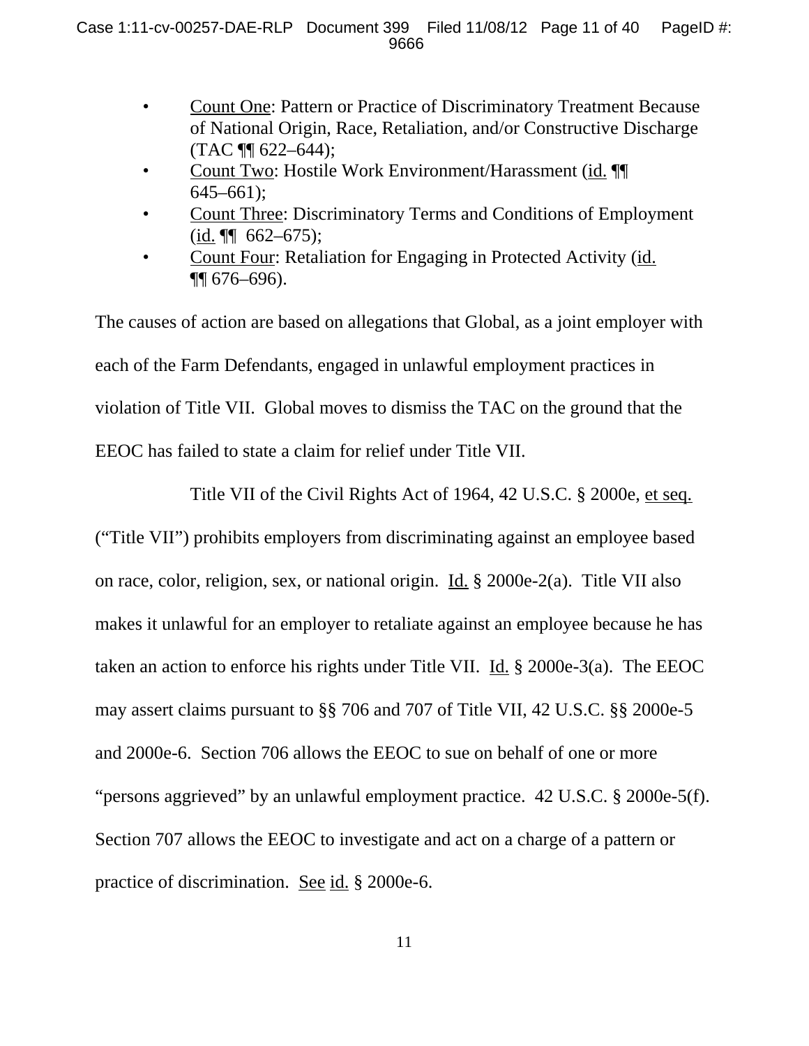- Count One: Pattern or Practice of Discriminatory Treatment Because of National Origin, Race, Retaliation, and/or Constructive Discharge (TAC ¶¶ 622–644);
- Count Two: Hostile Work Environment/Harassment (id. ¶¶ 645–661);
- Count Three: Discriminatory Terms and Conditions of Employment (id. ¶¶ 662–675);
- Count Four: Retaliation for Engaging in Protected Activity (id. ¶¶ 676–696).

The causes of action are based on allegations that Global, as a joint employer with each of the Farm Defendants, engaged in unlawful employment practices in violation of Title VII. Global moves to dismiss the TAC on the ground that the EEOC has failed to state a claim for relief under Title VII.

Title VII of the Civil Rights Act of 1964, 42 U.S.C. § 2000e, et seq. ("Title VII") prohibits employers from discriminating against an employee based on race, color, religion, sex, or national origin. Id. § 2000e-2(a). Title VII also makes it unlawful for an employer to retaliate against an employee because he has taken an action to enforce his rights under Title VII. Id. § 2000e-3(a). The EEOC may assert claims pursuant to §§ 706 and 707 of Title VII, 42 U.S.C. §§ 2000e-5 and 2000e-6. Section 706 allows the EEOC to sue on behalf of one or more "persons aggrieved" by an unlawful employment practice. 42 U.S.C. § 2000e-5(f). Section 707 allows the EEOC to investigate and act on a charge of a pattern or practice of discrimination. See id. § 2000e-6.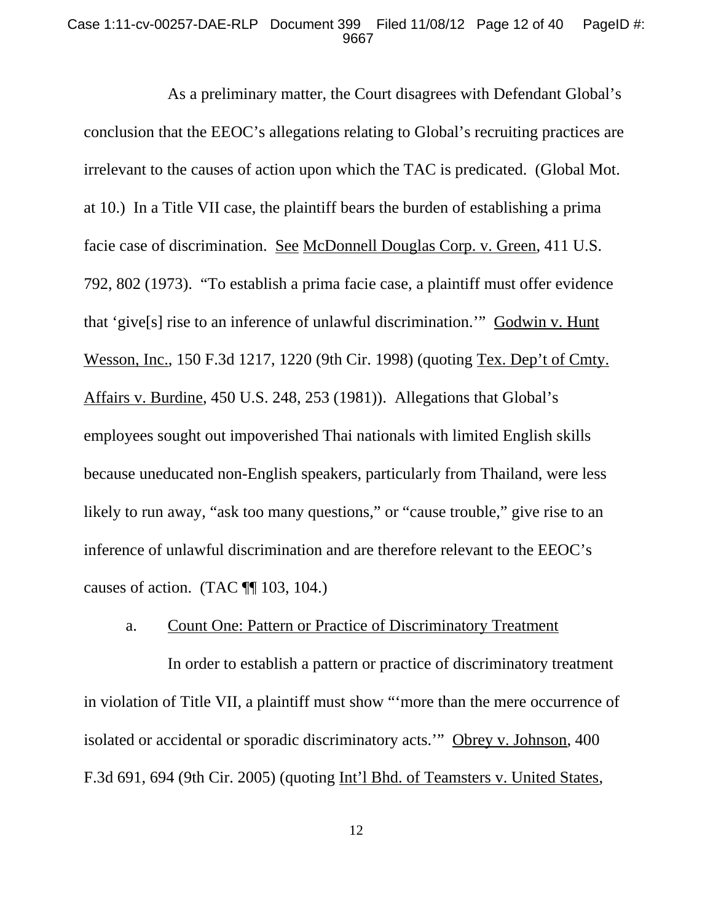As a preliminary matter, the Court disagrees with Defendant Global's conclusion that the EEOC's allegations relating to Global's recruiting practices are irrelevant to the causes of action upon which the TAC is predicated. (Global Mot. at 10.) In a Title VII case, the plaintiff bears the burden of establishing a prima facie case of discrimination. See McDonnell Douglas Corp. v. Green, 411 U.S. 792, 802 (1973). "To establish a prima facie case, a plaintiff must offer evidence that 'give[s] rise to an inference of unlawful discrimination.'" Godwin v. Hunt Wesson, Inc., 150 F.3d 1217, 1220 (9th Cir. 1998) (quoting Tex. Dep't of Cmty. Affairs v. Burdine, 450 U.S. 248, 253 (1981)). Allegations that Global's employees sought out impoverished Thai nationals with limited English skills because uneducated non-English speakers, particularly from Thailand, were less likely to run away, "ask too many questions," or "cause trouble," give rise to an inference of unlawful discrimination and are therefore relevant to the EEOC's causes of action. (TAC ¶¶ 103, 104.)

a. Count One: Pattern or Practice of Discriminatory Treatment

In order to establish a pattern or practice of discriminatory treatment in violation of Title VII, a plaintiff must show "'more than the mere occurrence of isolated or accidental or sporadic discriminatory acts.'" Obrey v. Johnson, 400 F.3d 691, 694 (9th Cir. 2005) (quoting Int'l Bhd. of Teamsters v. United States,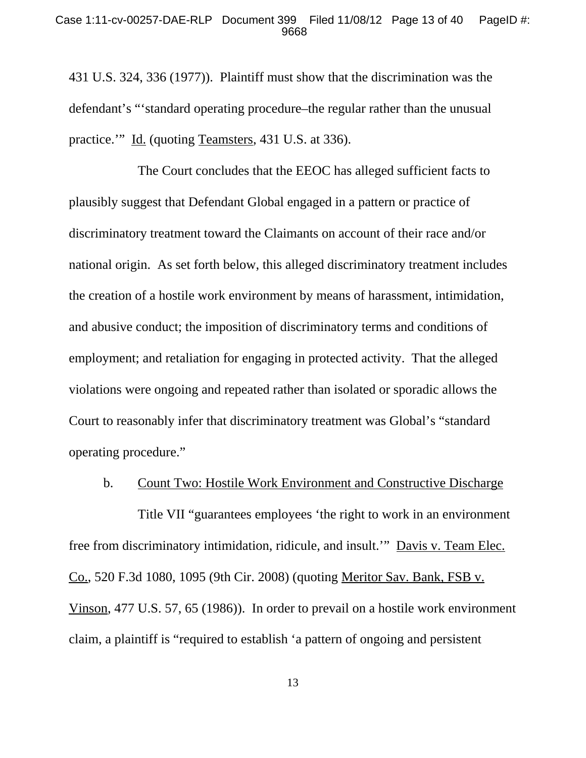431 U.S. 324, 336 (1977)). Plaintiff must show that the discrimination was the defendant's "'standard operating procedure–the regular rather than the unusual practice.'" Id. (quoting Teamsters, 431 U.S. at 336).

The Court concludes that the EEOC has alleged sufficient facts to plausibly suggest that Defendant Global engaged in a pattern or practice of discriminatory treatment toward the Claimants on account of their race and/or national origin. As set forth below, this alleged discriminatory treatment includes the creation of a hostile work environment by means of harassment, intimidation, and abusive conduct; the imposition of discriminatory terms and conditions of employment; and retaliation for engaging in protected activity. That the alleged violations were ongoing and repeated rather than isolated or sporadic allows the Court to reasonably infer that discriminatory treatment was Global's "standard operating procedure."

b. Count Two: Hostile Work Environment and Constructive Discharge

Title VII "guarantees employees 'the right to work in an environment free from discriminatory intimidation, ridicule, and insult.'" Davis v. Team Elec. Co., 520 F.3d 1080, 1095 (9th Cir. 2008) (quoting Meritor Sav. Bank, FSB v. Vinson, 477 U.S. 57, 65 (1986)). In order to prevail on a hostile work environment claim, a plaintiff is "required to establish 'a pattern of ongoing and persistent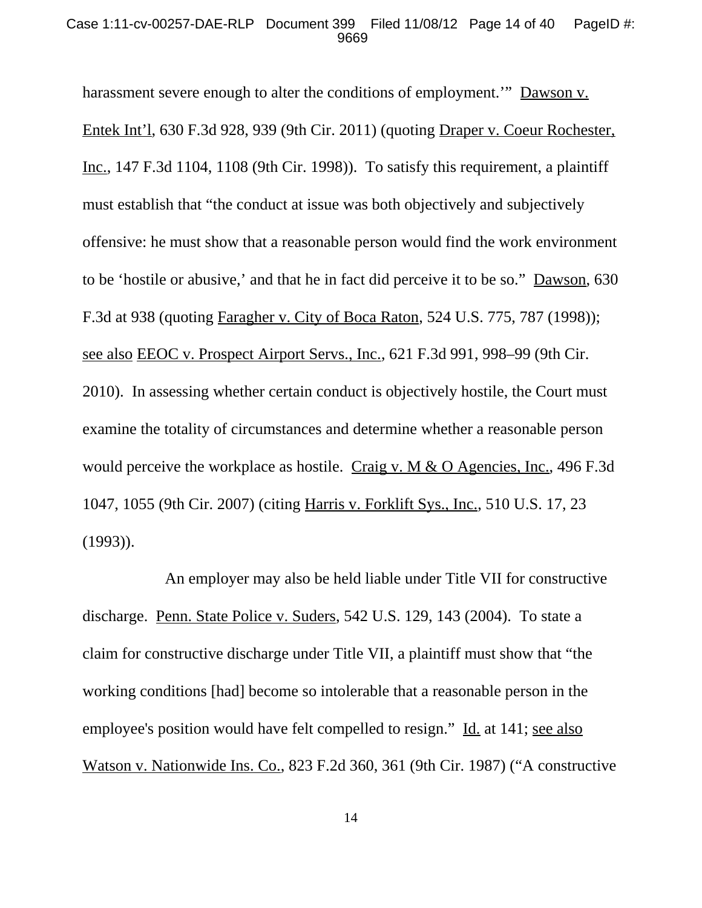harassment severe enough to alter the conditions of employment.'" Dawson v. Entek Int'l, 630 F.3d 928, 939 (9th Cir. 2011) (quoting Draper v. Coeur Rochester, Inc., 147 F.3d 1104, 1108 (9th Cir. 1998)). To satisfy this requirement, a plaintiff must establish that "the conduct at issue was both objectively and subjectively offensive: he must show that a reasonable person would find the work environment to be 'hostile or abusive,' and that he in fact did perceive it to be so." Dawson, 630 F.3d at 938 (quoting Faragher v. City of Boca Raton, 524 U.S. 775, 787 (1998)); see also EEOC v. Prospect Airport Servs., Inc., 621 F.3d 991, 998–99 (9th Cir. 2010). In assessing whether certain conduct is objectively hostile, the Court must examine the totality of circumstances and determine whether a reasonable person would perceive the workplace as hostile. Craig v. M & O Agencies, Inc., 496 F.3d 1047, 1055 (9th Cir. 2007) (citing Harris v. Forklift Sys., Inc., 510 U.S. 17, 23 (1993)).

An employer may also be held liable under Title VII for constructive discharge. Penn. State Police v. Suders, 542 U.S. 129, 143 (2004). To state a claim for constructive discharge under Title VII, a plaintiff must show that "the working conditions [had] become so intolerable that a reasonable person in the employee's position would have felt compelled to resign." Id. at 141; see also Watson v. Nationwide Ins. Co., 823 F.2d 360, 361 (9th Cir. 1987) ("A constructive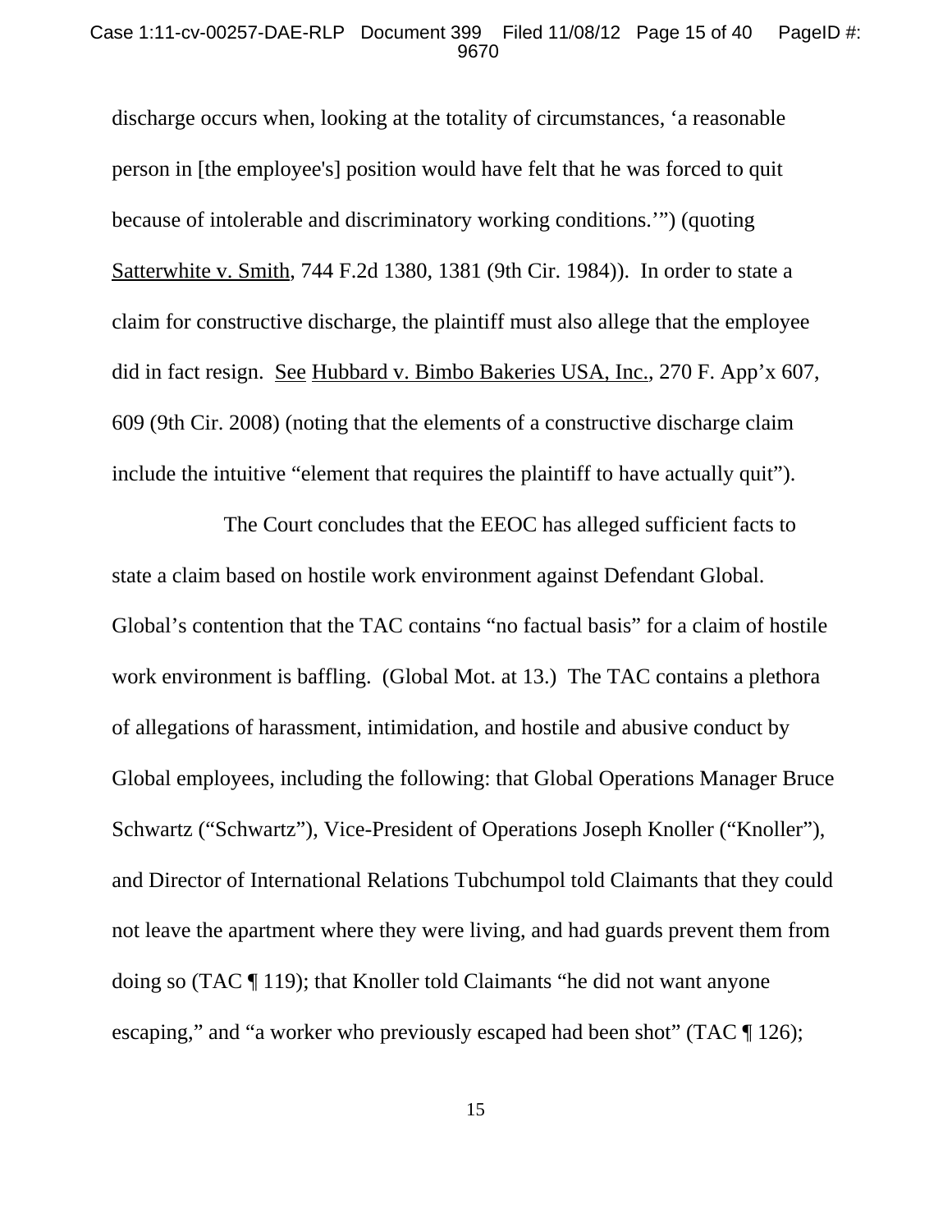discharge occurs when, looking at the totality of circumstances, 'a reasonable person in [the employee's] position would have felt that he was forced to quit because of intolerable and discriminatory working conditions.'") (quoting Satterwhite v. Smith, 744 F.2d 1380, 1381 (9th Cir. 1984)). In order to state a claim for constructive discharge, the plaintiff must also allege that the employee did in fact resign. See Hubbard v. Bimbo Bakeries USA, Inc., 270 F. App'x 607, 609 (9th Cir. 2008) (noting that the elements of a constructive discharge claim include the intuitive "element that requires the plaintiff to have actually quit").

The Court concludes that the EEOC has alleged sufficient facts to state a claim based on hostile work environment against Defendant Global. Global's contention that the TAC contains "no factual basis" for a claim of hostile work environment is baffling. (Global Mot. at 13.) The TAC contains a plethora of allegations of harassment, intimidation, and hostile and abusive conduct by Global employees, including the following: that Global Operations Manager Bruce Schwartz ("Schwartz"), Vice-President of Operations Joseph Knoller ("Knoller"), and Director of International Relations Tubchumpol told Claimants that they could not leave the apartment where they were living, and had guards prevent them from doing so (TAC ¶ 119); that Knoller told Claimants "he did not want anyone escaping," and "a worker who previously escaped had been shot" (TAC ¶ 126);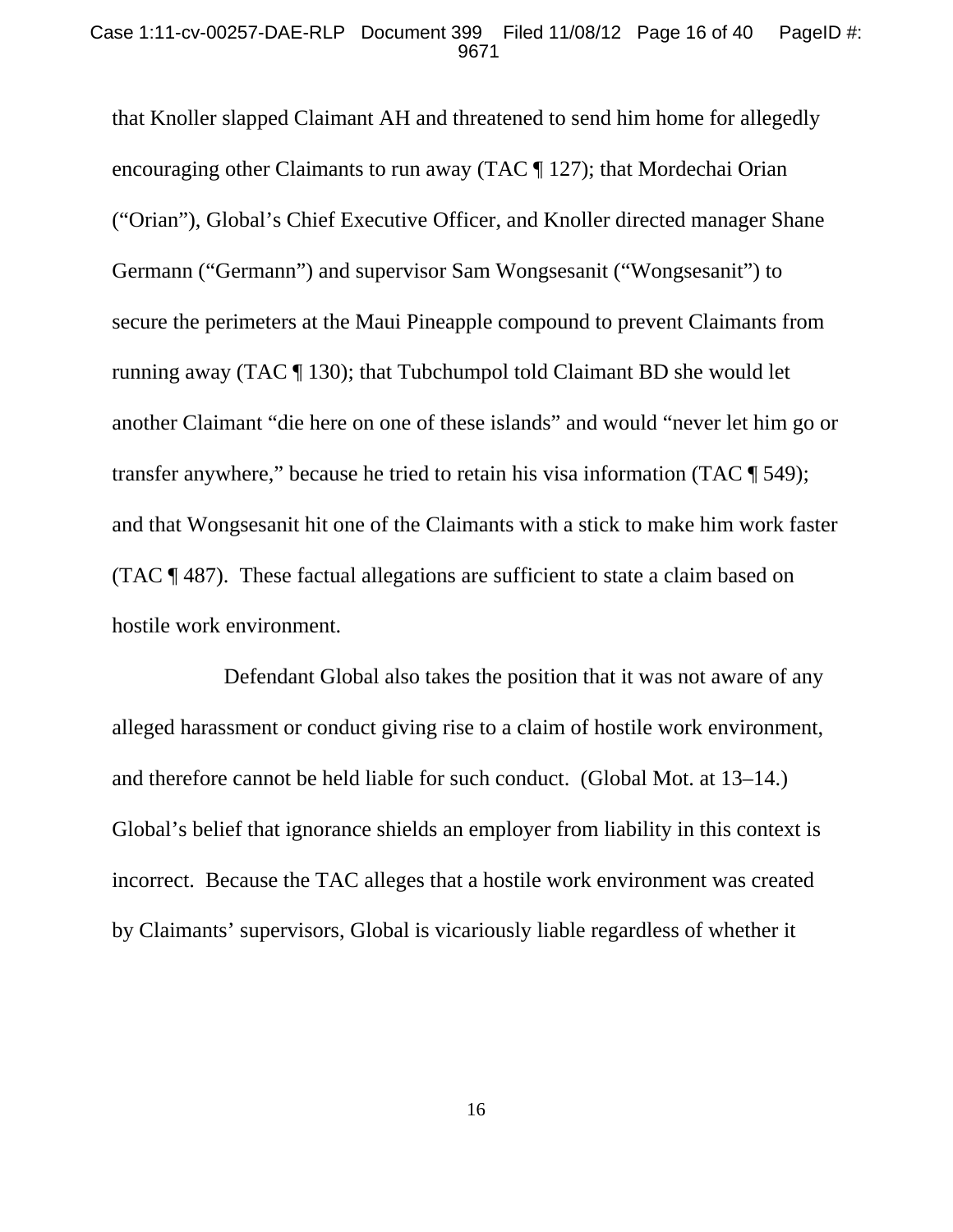that Knoller slapped Claimant AH and threatened to send him home for allegedly encouraging other Claimants to run away (TAC ¶ 127); that Mordechai Orian ("Orian"), Global's Chief Executive Officer, and Knoller directed manager Shane Germann ("Germann") and supervisor Sam Wongsesanit ("Wongsesanit") to secure the perimeters at the Maui Pineapple compound to prevent Claimants from running away (TAC ¶ 130); that Tubchumpol told Claimant BD she would let another Claimant "die here on one of these islands" and would "never let him go or transfer anywhere," because he tried to retain his visa information (TAC ¶ 549); and that Wongsesanit hit one of the Claimants with a stick to make him work faster (TAC ¶ 487). These factual allegations are sufficient to state a claim based on hostile work environment.

Defendant Global also takes the position that it was not aware of any alleged harassment or conduct giving rise to a claim of hostile work environment, and therefore cannot be held liable for such conduct. (Global Mot. at 13–14.) Global's belief that ignorance shields an employer from liability in this context is incorrect. Because the TAC alleges that a hostile work environment was created by Claimants' supervisors, Global is vicariously liable regardless of whether it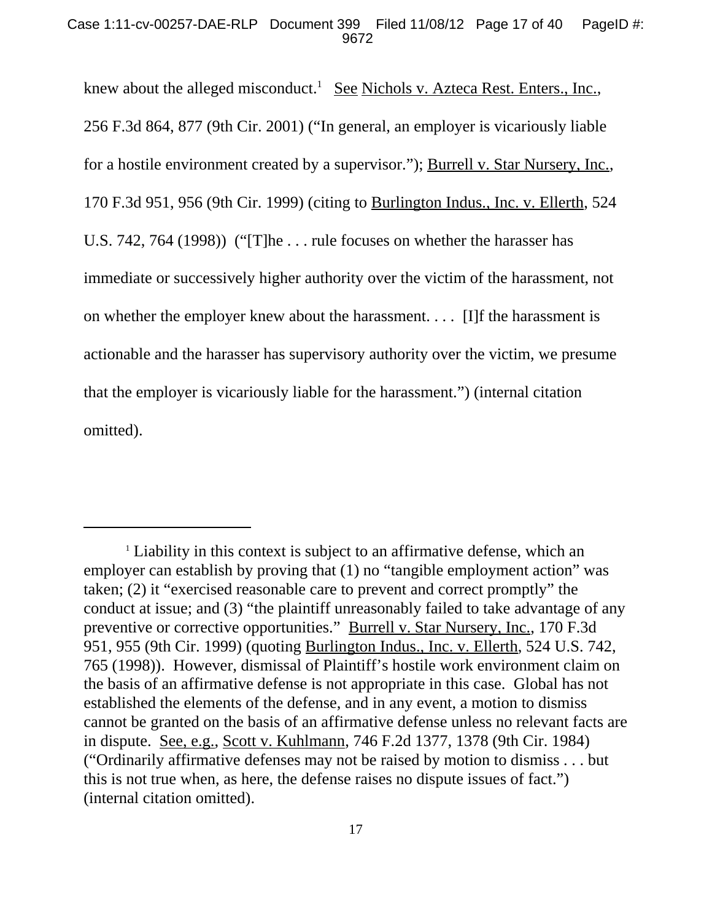knew about the alleged misconduct.[1] See Nichols v. Azteca Rest. Enters., Inc., 256 F.3d 864, 877 (9th Cir. 2001) ("In general, an employer is vicariously liable for a hostile environment created by a supervisor."); Burrell v. Star Nursery, Inc., 170 F.3d 951, 956 (9th Cir. 1999) (citing to Burlington Indus., Inc. v. Ellerth, 524 U.S. 742, 764 (1998)) ("[T]he . . . rule focuses on whether the harasser has immediate or successively higher authority over the victim of the harassment, not on whether the employer knew about the harassment. . . . [I]f the harassment is actionable and the harasser has supervisory authority over the victim, we presume that the employer is vicariously liable for the harassment.") (internal citation omitted).

---

[1] Liability in this context is subject to an affirmative defense, which an employer can establish by proving that (1) no "tangible employment action" was taken; (2) it "exercised reasonable care to prevent and correct promptly" the conduct at issue; and (3) "the plaintiff unreasonably failed to take advantage of any preventive or corrective opportunities." Burrell v. Star Nursery, Inc., 170 F.3d 951, 955 (9th Cir. 1999) (quoting Burlington Indus., Inc. v. Ellerth, 524 U.S. 742, 765 (1998)). However, dismissal of Plaintiff's hostile work environment claim on the basis of an affirmative defense is not appropriate in this case. Global has not established the elements of the defense, and in any event, a motion to dismiss cannot be granted on the basis of an affirmative defense unless no relevant facts are in dispute. See, e.g., Scott v. Kuhlmann, 746 F.2d 1377, 1378 (9th Cir. 1984) ("Ordinarily affirmative defenses may not be raised by motion to dismiss . . . but this is not true when, as here, the defense raises no dispute issues of fact.") (internal citation omitted).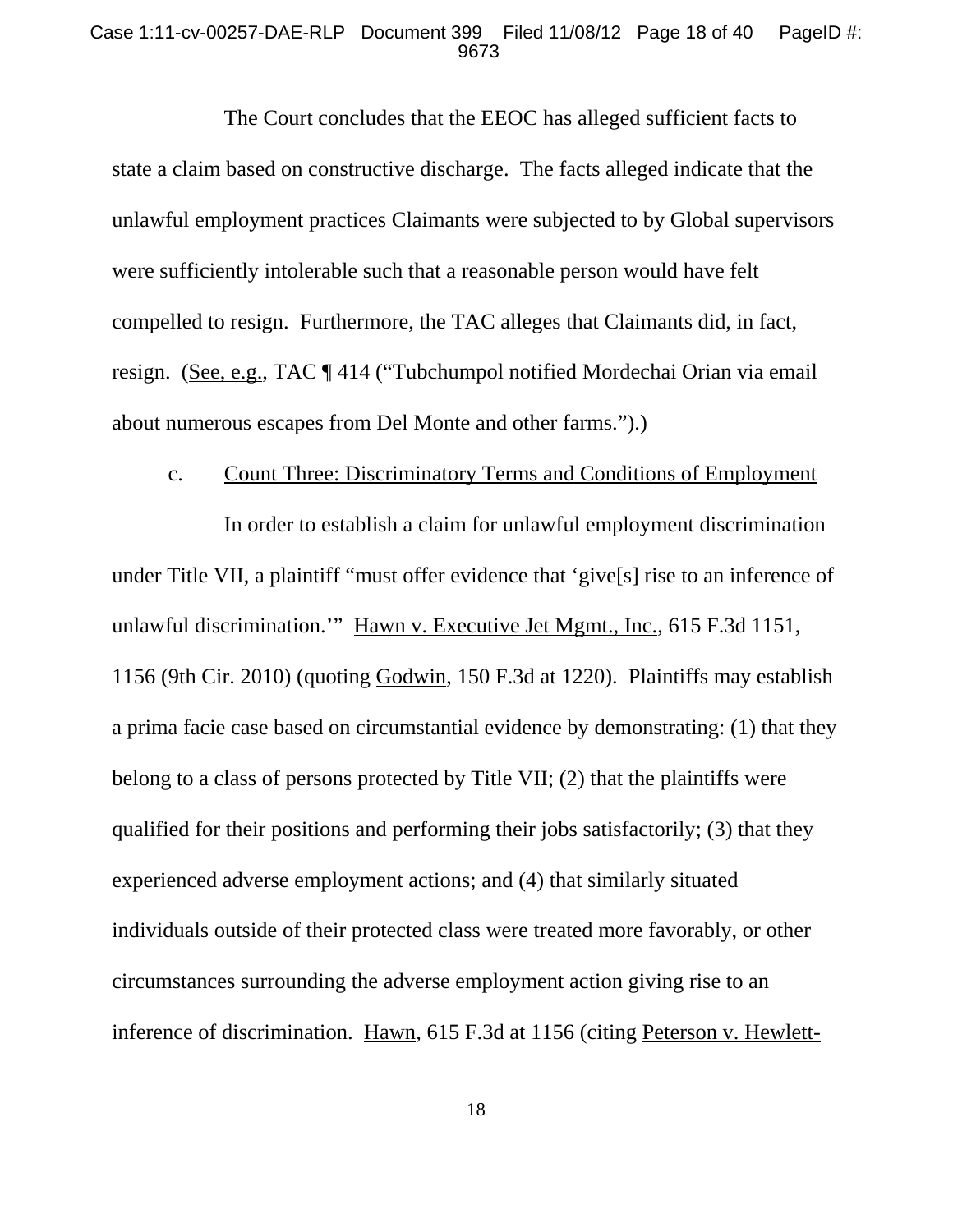The Court concludes that the EEOC has alleged sufficient facts to state a claim based on constructive discharge. The facts alleged indicate that the unlawful employment practices Claimants were subjected to by Global supervisors were sufficiently intolerable such that a reasonable person would have felt compelled to resign. Furthermore, the TAC alleges that Claimants did, in fact, resign. (See, e.g., TAC ¶ 414 ("Tubchumpol notified Mordechai Orian via email about numerous escapes from Del Monte and other farms.").)

c. Count Three: Discriminatory Terms and Conditions of Employment

In order to establish a claim for unlawful employment discrimination under Title VII, a plaintiff "must offer evidence that 'give[s] rise to an inference of unlawful discrimination.'" Hawn v. Executive Jet Mgmt., Inc., 615 F.3d 1151, 1156 (9th Cir. 2010) (quoting Godwin, 150 F.3d at 1220). Plaintiffs may establish a prima facie case based on circumstantial evidence by demonstrating: (1) that they belong to a class of persons protected by Title VII; (2) that the plaintiffs were qualified for their positions and performing their jobs satisfactorily; (3) that they experienced adverse employment actions; and (4) that similarly situated individuals outside of their protected class were treated more favorably, or other circumstances surrounding the adverse employment action giving rise to an inference of discrimination. Hawn, 615 F.3d at 1156 (citing Peterson v. Hewlett-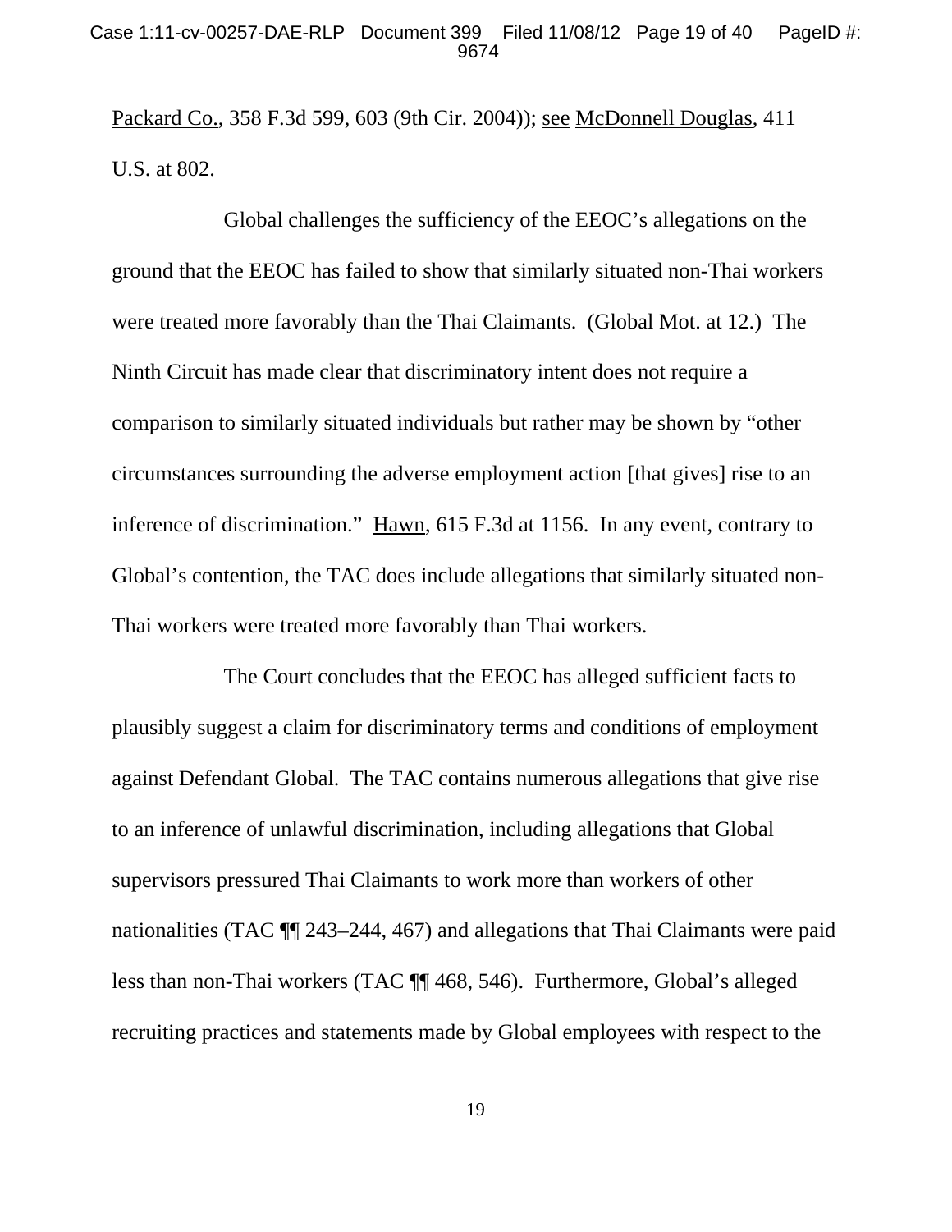Packard Co., 358 F.3d 599, 603 (9th Cir. 2004)); see McDonnell Douglas, 411 U.S. at 802.

Global challenges the sufficiency of the EEOC's allegations on the ground that the EEOC has failed to show that similarly situated non-Thai workers were treated more favorably than the Thai Claimants. (Global Mot. at 12.) The Ninth Circuit has made clear that discriminatory intent does not require a comparison to similarly situated individuals but rather may be shown by "other circumstances surrounding the adverse employment action [that gives] rise to an inference of discrimination." Hawn, 615 F.3d at 1156. In any event, contrary to Global's contention, the TAC does include allegations that similarly situated non-Thai workers were treated more favorably than Thai workers.

The Court concludes that the EEOC has alleged sufficient facts to plausibly suggest a claim for discriminatory terms and conditions of employment against Defendant Global. The TAC contains numerous allegations that give rise to an inference of unlawful discrimination, including allegations that Global supervisors pressured Thai Claimants to work more than workers of other nationalities (TAC ¶¶ 243–244, 467) and allegations that Thai Claimants were paid less than non-Thai workers (TAC ¶¶ 468, 546). Furthermore, Global's alleged recruiting practices and statements made by Global employees with respect to the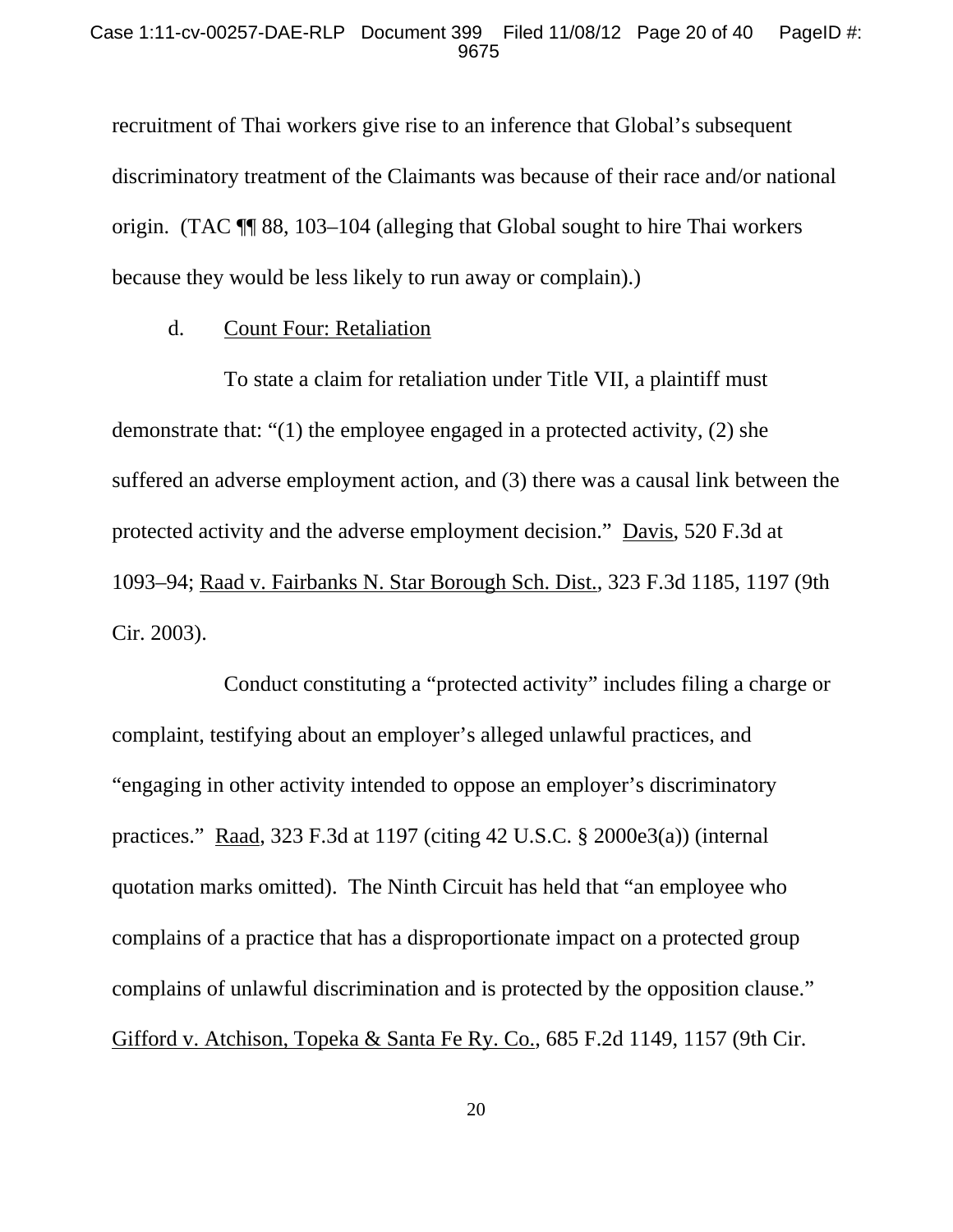recruitment of Thai workers give rise to an inference that Global's subsequent discriminatory treatment of the Claimants was because of their race and/or national origin. (TAC ¶¶ 88, 103–104 (alleging that Global sought to hire Thai workers because they would be less likely to run away or complain).)

d. Count Four: Retaliation

To state a claim for retaliation under Title VII, a plaintiff must demonstrate that: "(1) the employee engaged in a protected activity, (2) she suffered an adverse employment action, and (3) there was a causal link between the protected activity and the adverse employment decision." Davis, 520 F.3d at 1093–94; Raad v. Fairbanks N. Star Borough Sch. Dist., 323 F.3d 1185, 1197 (9th Cir. 2003).

Conduct constituting a "protected activity" includes filing a charge or complaint, testifying about an employer's alleged unlawful practices, and "engaging in other activity intended to oppose an employer's discriminatory practices." Raad, 323 F.3d at 1197 (citing 42 U.S.C. § 2000e3(a)) (internal quotation marks omitted). The Ninth Circuit has held that "an employee who complains of a practice that has a disproportionate impact on a protected group complains of unlawful discrimination and is protected by the opposition clause." Gifford v. Atchison, Topeka & Santa Fe Ry. Co., 685 F.2d 1149, 1157 (9th Cir.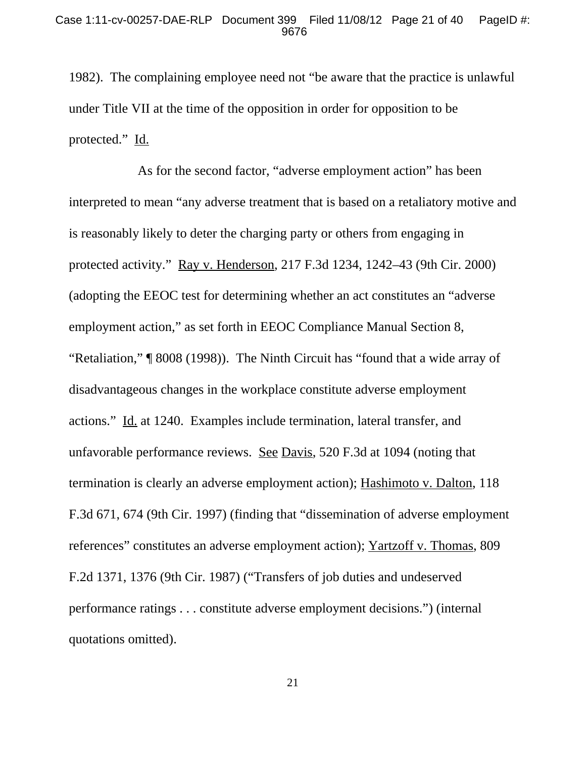1982). The complaining employee need not "be aware that the practice is unlawful under Title VII at the time of the opposition in order for opposition to be protected." Id.

As for the second factor, "adverse employment action" has been interpreted to mean "any adverse treatment that is based on a retaliatory motive and is reasonably likely to deter the charging party or others from engaging in protected activity." Ray v. Henderson, 217 F.3d 1234, 1242–43 (9th Cir. 2000) (adopting the EEOC test for determining whether an act constitutes an "adverse employment action," as set forth in EEOC Compliance Manual Section 8, "Retaliation," ¶ 8008 (1998)). The Ninth Circuit has "found that a wide array of disadvantageous changes in the workplace constitute adverse employment actions." Id. at 1240. Examples include termination, lateral transfer, and unfavorable performance reviews. See Davis, 520 F.3d at 1094 (noting that termination is clearly an adverse employment action); Hashimoto v. Dalton, 118 F.3d 671, 674 (9th Cir. 1997) (finding that "dissemination of adverse employment references" constitutes an adverse employment action); Yartzoff v. Thomas, 809 F.2d 1371, 1376 (9th Cir. 1987) ("Transfers of job duties and undeserved performance ratings . . . constitute adverse employment decisions.") (internal quotations omitted).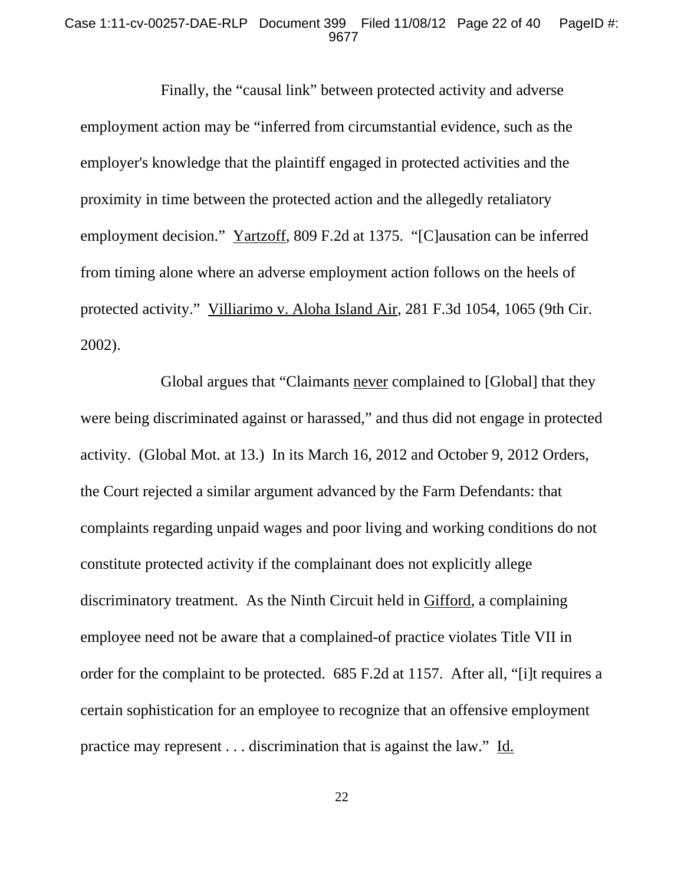Finally, the "causal link" between protected activity and adverse employment action may be "inferred from circumstantial evidence, such as the employer's knowledge that the plaintiff engaged in protected activities and the proximity in time between the protected action and the allegedly retaliatory employment decision." Yartzoff, 809 F.2d at 1375. "[C]ausation can be inferred from timing alone where an adverse employment action follows on the heels of protected activity." Villiarimo v. Aloha Island Air, 281 F.3d 1054, 1065 (9th Cir. 2002).

Global argues that "Claimants never complained to [Global] that they were being discriminated against or harassed," and thus did not engage in protected activity. (Global Mot. at 13.) In its March 16, 2012 and October 9, 2012 Orders, the Court rejected a similar argument advanced by the Farm Defendants: that complaints regarding unpaid wages and poor living and working conditions do not constitute protected activity if the complainant does not explicitly allege discriminatory treatment. As the Ninth Circuit held in Gifford, a complaining employee need not be aware that a complained-of practice violates Title VII in order for the complaint to be protected. 685 F.2d at 1157. After all, "[i]t requires a certain sophistication for an employee to recognize that an offensive employment practice may represent . . . discrimination that is against the law." Id.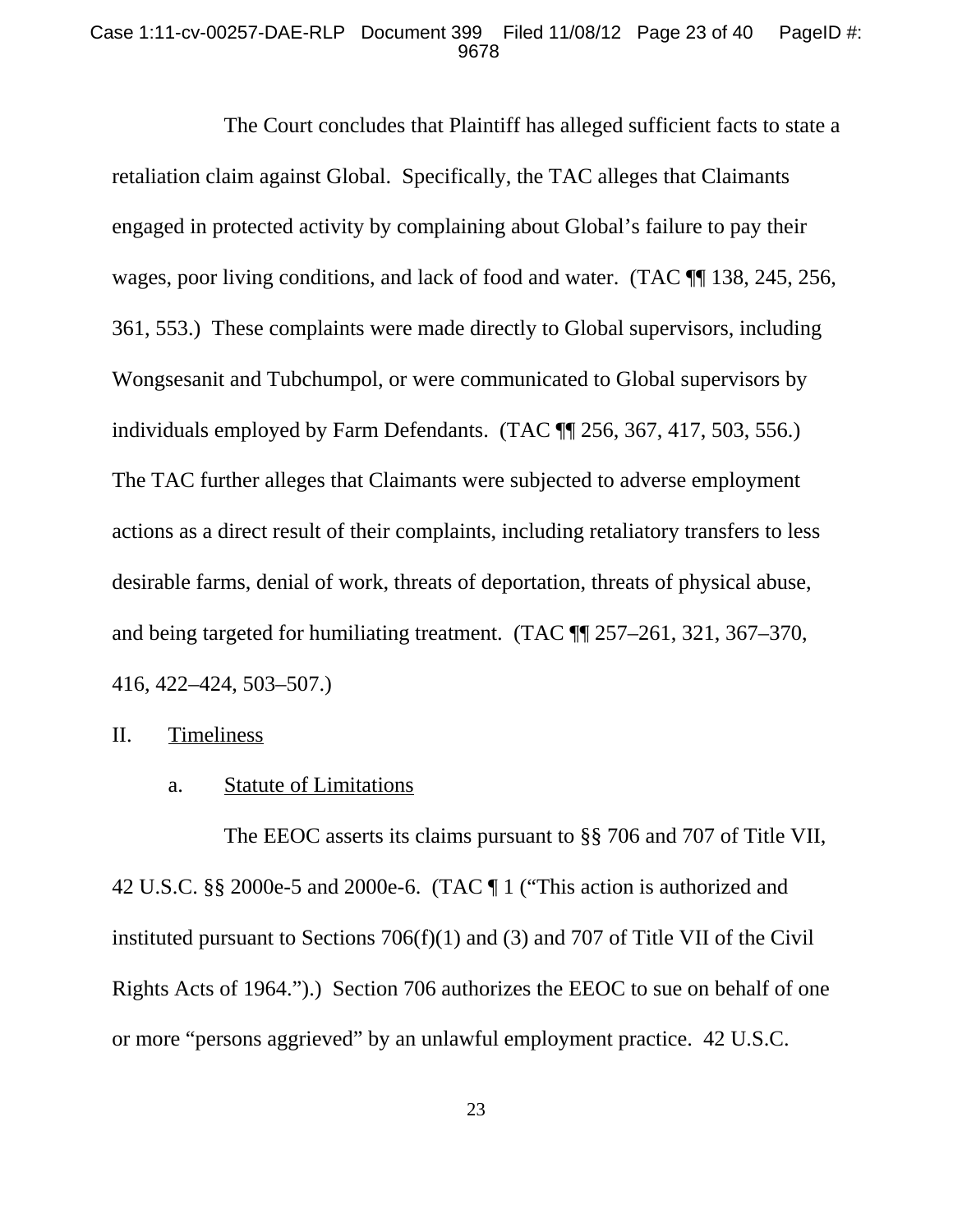The Court concludes that Plaintiff has alleged sufficient facts to state a retaliation claim against Global. Specifically, the TAC alleges that Claimants engaged in protected activity by complaining about Global's failure to pay their wages, poor living conditions, and lack of food and water. (TAC ¶¶ 138, 245, 256, 361, 553.) These complaints were made directly to Global supervisors, including Wongsesanit and Tubchumpol, or were communicated to Global supervisors by individuals employed by Farm Defendants. (TAC ¶¶ 256, 367, 417, 503, 556.) The TAC further alleges that Claimants were subjected to adverse employment actions as a direct result of their complaints, including retaliatory transfers to less desirable farms, denial of work, threats of deportation, threats of physical abuse, and being targeted for humiliating treatment. (TAC ¶¶ 257–261, 321, 367–370, 416, 422–424, 503–507.)

II. Timeliness

a. Statute of Limitations

The EEOC asserts its claims pursuant to §§ 706 and 707 of Title VII, 42 U.S.C. §§ 2000e-5 and 2000e-6. (TAC ¶ 1 ("This action is authorized and instituted pursuant to Sections 706(f)(1) and (3) and 707 of Title VII of the Civil Rights Acts of 1964.").) Section 706 authorizes the EEOC to sue on behalf of one or more "persons aggrieved" by an unlawful employment practice. 42 U.S.C.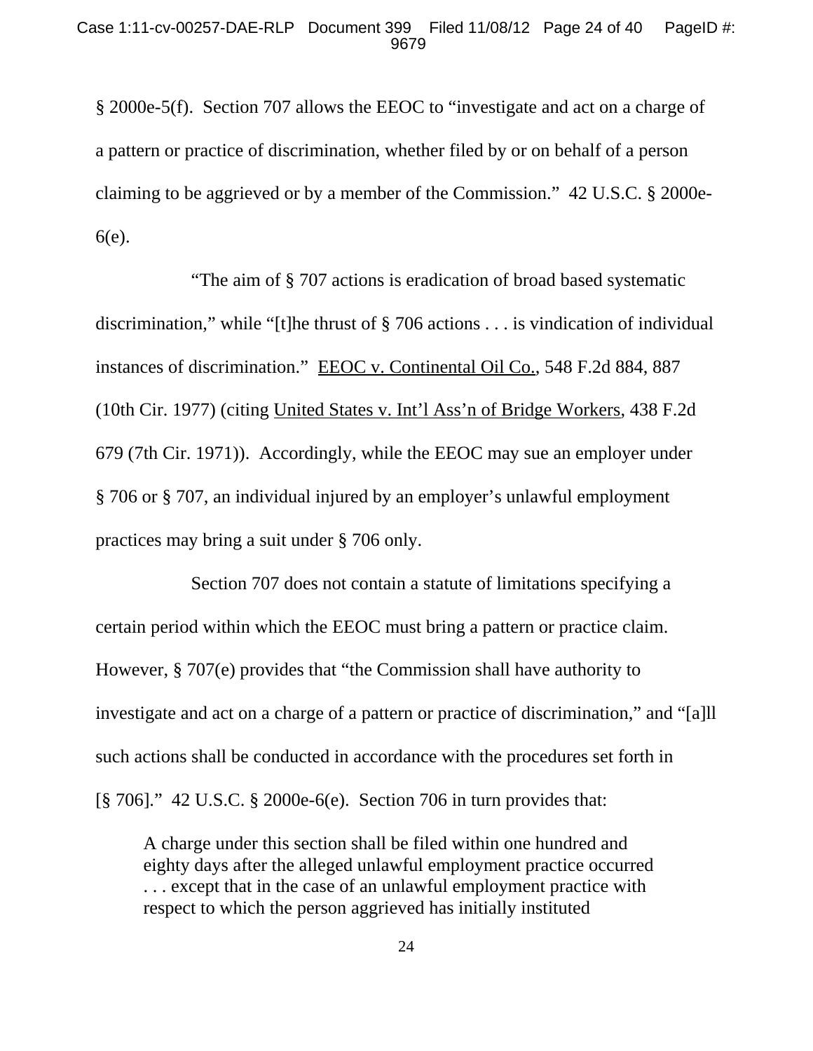§ 2000e-5(f). Section 707 allows the EEOC to "investigate and act on a charge of a pattern or practice of discrimination, whether filed by or on behalf of a person claiming to be aggrieved or by a member of the Commission." 42 U.S.C. § 2000e-6(e).

"The aim of § 707 actions is eradication of broad based systematic discrimination," while "[t]he thrust of § 706 actions . . . is vindication of individual instances of discrimination." EEOC v. Continental Oil Co., 548 F.2d 884, 887 (10th Cir. 1977) (citing United States v. Int'l Ass'n of Bridge Workers, 438 F.2d 679 (7th Cir. 1971)). Accordingly, while the EEOC may sue an employer under § 706 or § 707, an individual injured by an employer's unlawful employment practices may bring a suit under § 706 only.

Section 707 does not contain a statute of limitations specifying a certain period within which the EEOC must bring a pattern or practice claim. However, § 707(e) provides that "the Commission shall have authority to investigate and act on a charge of a pattern or practice of discrimination," and "[a]ll such actions shall be conducted in accordance with the procedures set forth in [§ 706]." 42 U.S.C. § 2000e-6(e). Section 706 in turn provides that:

> A charge under this section shall be filed within one hundred and eighty days after the alleged unlawful employment practice occurred . . . except that in the case of an unlawful employment practice with respect to which the person aggrieved has initially instituted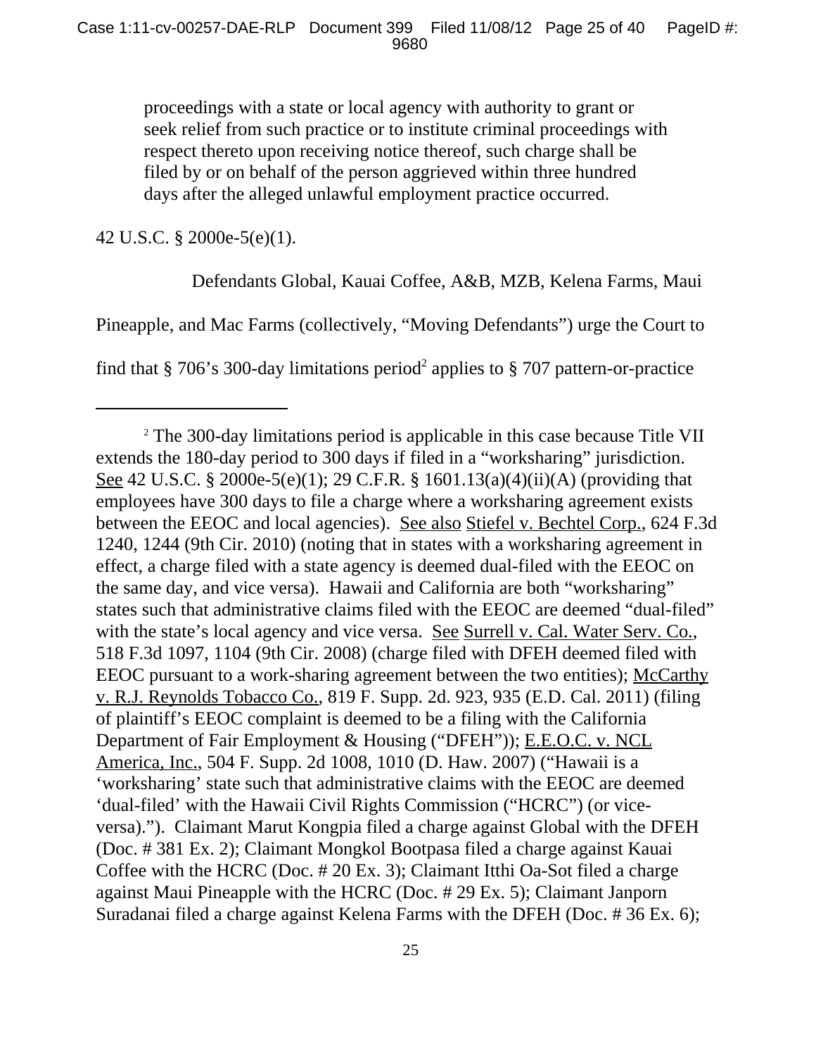> proceedings with a state or local agency with authority to grant or seek relief from such practice or to institute criminal proceedings with respect thereto upon receiving notice thereof, such charge shall be filed by or on behalf of the person aggrieved within three hundred days after the alleged unlawful employment practice occurred.

42 U.S.C. § 2000e-5(e)(1).

Defendants Global, Kauai Coffee, A&B, MZB, Kelena Farms, Maui Pineapple, and Mac Farms (collectively, "Moving Defendants") urge the Court to find that § 706's 300-day limitations period[2] applies to § 707 pattern-or-practice

---

[2] The 300-day limitations period is applicable in this case because Title VII extends the 180-day period to 300 days if filed in a "worksharing" jurisdiction. See 42 U.S.C. § 2000e-5(e)(1); 29 C.F.R. § 1601.13(a)(4)(ii)(A) (providing that employees have 300 days to file a charge where a worksharing agreement exists between the EEOC and local agencies). See also Stiefel v. Bechtel Corp., 624 F.3d 1240, 1244 (9th Cir. 2010) (noting that in states with a worksharing agreement in effect, a charge filed with a state agency is deemed dual-filed with the EEOC on the same day, and vice versa). Hawaii and California are both "worksharing" states such that administrative claims filed with the EEOC are deemed "dual-filed" with the state's local agency and vice versa. See Surrell v. Cal. Water Serv. Co., 518 F.3d 1097, 1104 (9th Cir. 2008) (charge filed with DFEH deemed filed with EEOC pursuant to a work-sharing agreement between the two entities); McCarthy v. R.J. Reynolds Tobacco Co., 819 F. Supp. 2d. 923, 935 (E.D. Cal. 2011) (filing of plaintiff's EEOC complaint is deemed to be a filing with the California Department of Fair Employment & Housing ("DFEH")); E.E.O.C. v. NCL America, Inc., 504 F. Supp. 2d 1008, 1010 (D. Haw. 2007) ("Hawaii is a 'worksharing' state such that administrative claims with the EEOC are deemed 'dual-filed' with the Hawaii Civil Rights Commission ("HCRC") (or vice-versa)."). Claimant Marut Kongpia filed a charge against Global with the DFEH (Doc. # 381 Ex. 2); Claimant Mongkol Bootpasa filed a charge against Kauai Coffee with the HCRC (Doc. # 20 Ex. 3); Claimant Itthi Oa-Sot filed a charge against Maui Pineapple with the HCRC (Doc. # 29 Ex. 5); Claimant Janporn Suradanai filed a charge against Kelena Farms with the DFEH (Doc. # 36 Ex. 6);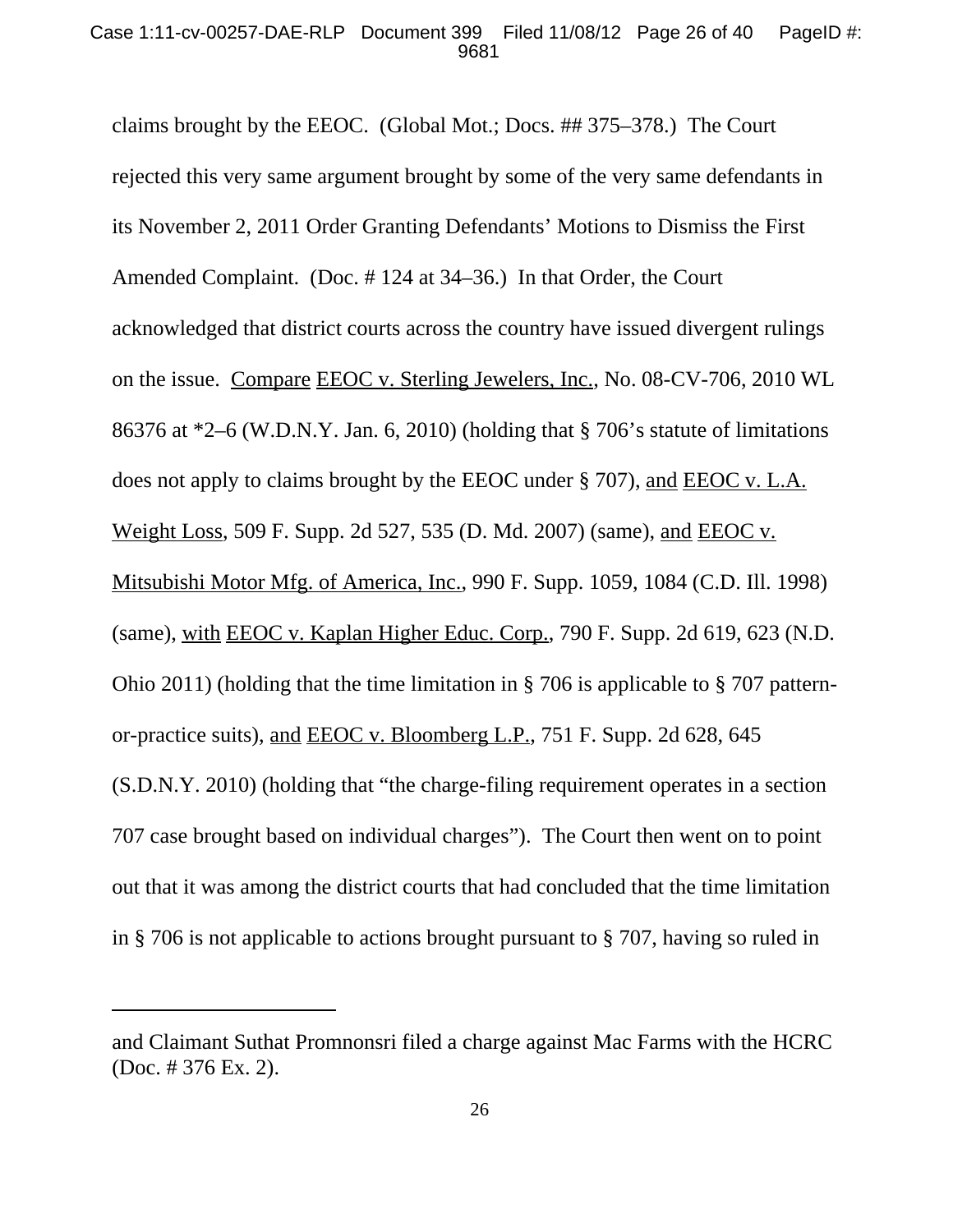claims brought by the EEOC. (Global Mot.; Docs. ## 375–378.) The Court rejected this very same argument brought by some of the very same defendants in its November 2, 2011 Order Granting Defendants' Motions to Dismiss the First Amended Complaint. (Doc. # 124 at 34–36.) In that Order, the Court acknowledged that district courts across the country have issued divergent rulings on the issue. Compare EEOC v. Sterling Jewelers, Inc., No. 08-CV-706, 2010 WL 86376 at *2–6 (W.D.N.Y. Jan. 6, 2010) (holding that § 706's statute of limitations does not apply to claims brought by the EEOC under § 707), and EEOC v. L.A. Weight Loss, 509 F. Supp. 2d 527, 535 (D. Md. 2007) (same), and EEOC v. Mitsubishi Motor Mfg. of America, Inc., 990 F. Supp. 1059, 1084 (C.D. Ill. 1998) (same), with EEOC v. Kaplan Higher Educ. Corp., 790 F. Supp. 2d 619, 623 (N.D. Ohio 2011) (holding that the time limitation in § 706 is applicable to § 707 pattern-or-practice suits), and EEOC v. Bloomberg L.P., 751 F. Supp. 2d 628, 645 (S.D.N.Y. 2010) (holding that "the charge-filing requirement operates in a section 707 case brought based on individual charges"). The Court then went on to point out that it was among the district courts that had concluded that the time limitation in § 706 is not applicable to actions brought pursuant to § 707, having so ruled in

---

and Claimant Suthat Promnonsri filed a charge against Mac Farms with the HCRC (Doc. # 376 Ex. 2).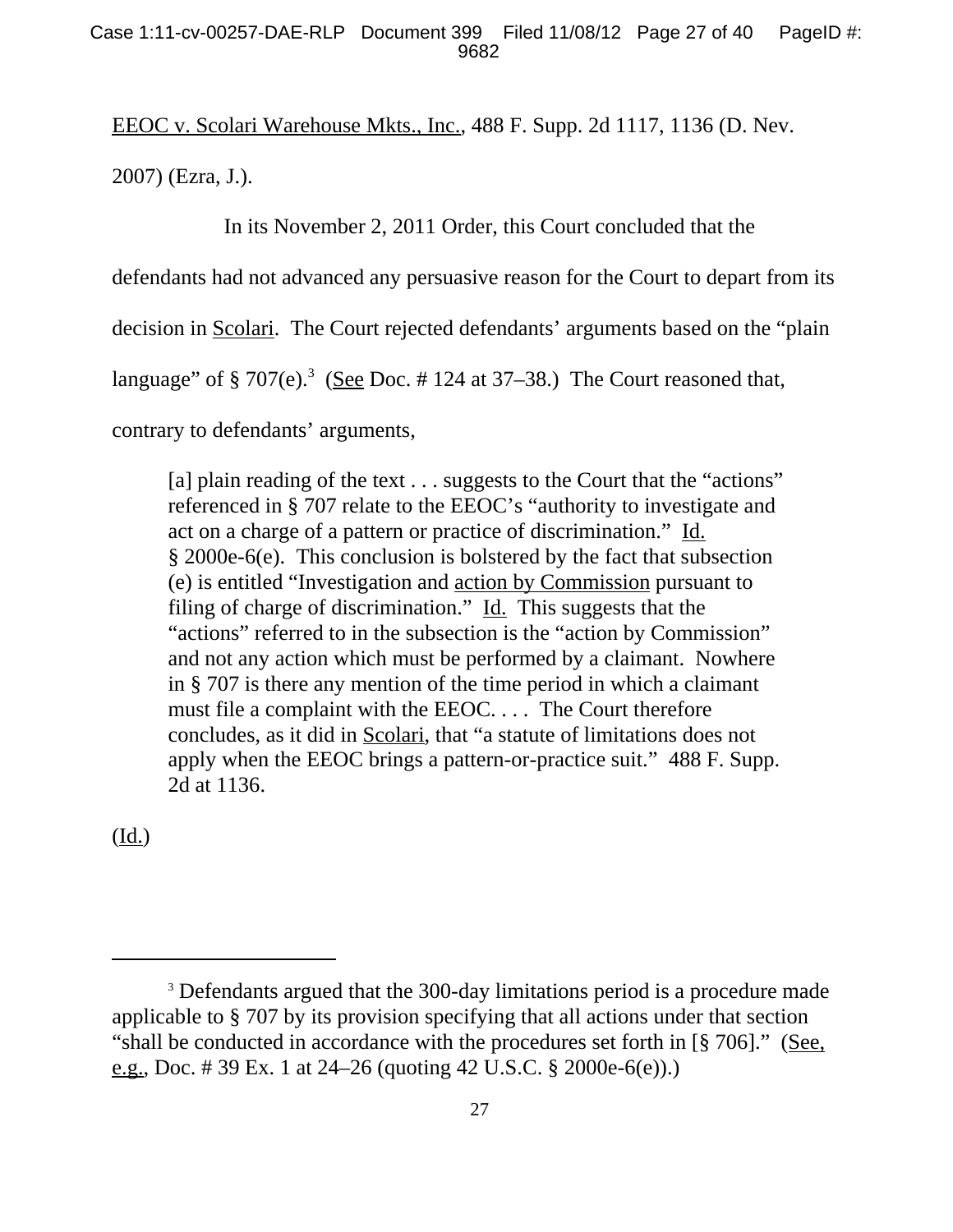EEOC v. Scolari Warehouse Mkts., Inc., 488 F. Supp. 2d 1117, 1136 (D. Nev. 2007) (Ezra, J.).

In its November 2, 2011 Order, this Court concluded that the defendants had not advanced any persuasive reason for the Court to depart from its decision in Scolari. The Court rejected defendants' arguments based on the "plain language" of § 707(e).[3] (See Doc. # 124 at 37–38.) The Court reasoned that, contrary to defendants' arguments,

> [a] plain reading of the text . . . suggests to the Court that the "actions" referenced in § 707 relate to the EEOC's "authority to investigate and act on a charge of a pattern or practice of discrimination." Id. § 2000e-6(e). This conclusion is bolstered by the fact that subsection (e) is entitled "Investigation and action by Commission pursuant to filing of charge of discrimination." Id. This suggests that the "actions" referred to in the subsection is the "action by Commission" and not any action which must be performed by a claimant. Nowhere in § 707 is there any mention of the time period in which a claimant must file a complaint with the EEOC. . . . The Court therefore concludes, as it did in Scolari, that "a statute of limitations does not apply when the EEOC brings a pattern-or-practice suit." 488 F. Supp. 2d at 1136.

(Id.)

---

[3] Defendants argued that the 300-day limitations period is a procedure made applicable to § 707 by its provision specifying that all actions under that section "shall be conducted in accordance with the procedures set forth in [§ 706]." (See, e.g., Doc. # 39 Ex. 1 at 24–26 (quoting 42 U.S.C. § 2000e-6(e)).)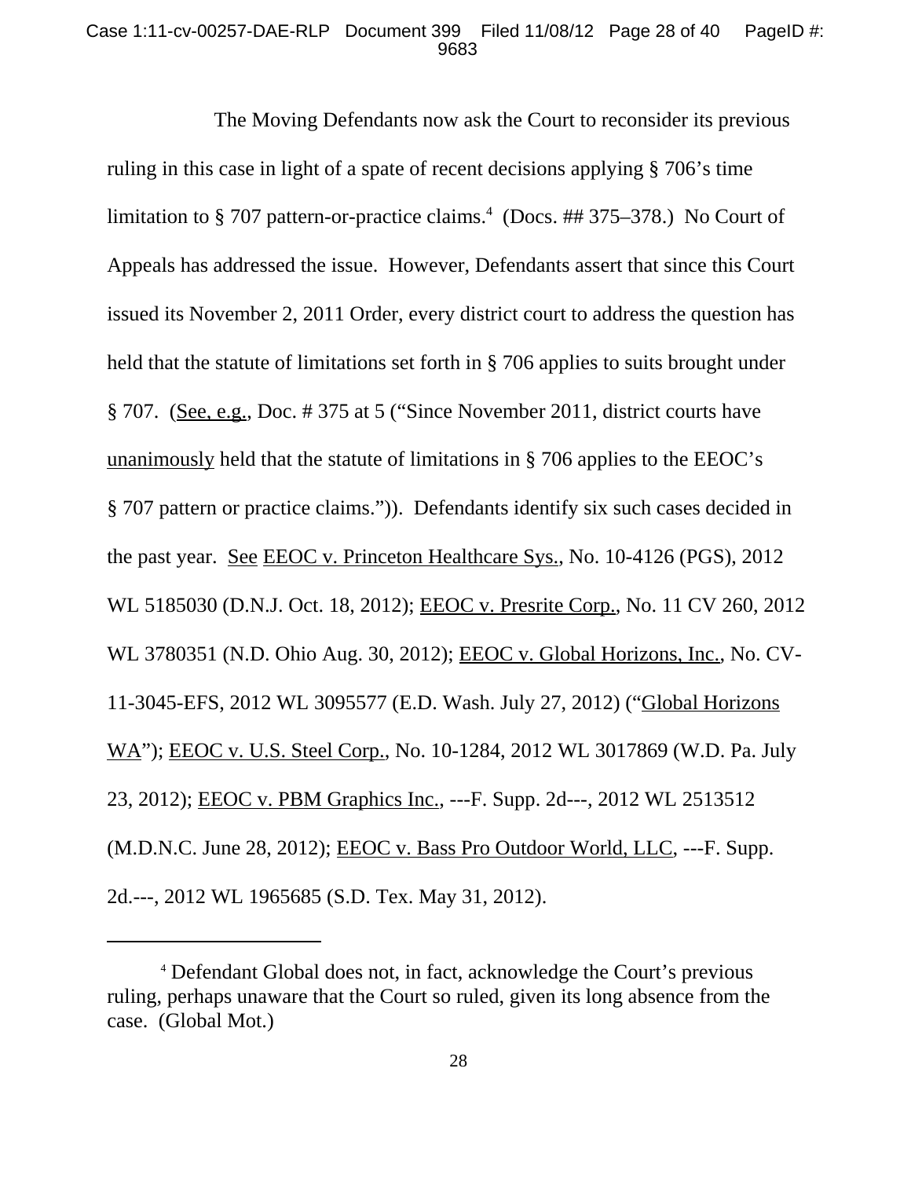The Moving Defendants now ask the Court to reconsider its previous ruling in this case in light of a spate of recent decisions applying § 706's time limitation to § 707 pattern-or-practice claims.[4] (Docs. ## 375–378.) No Court of Appeals has addressed the issue. However, Defendants assert that since this Court issued its November 2, 2011 Order, every district court to address the question has held that the statute of limitations set forth in § 706 applies to suits brought under § 707. (See, e.g., Doc. # 375 at 5 ("Since November 2011, district courts have unanimously held that the statute of limitations in § 706 applies to the EEOC's § 707 pattern or practice claims.")). Defendants identify six such cases decided in the past year. See EEOC v. Princeton Healthcare Sys., No. 10-4126 (PGS), 2012 WL 5185030 (D.N.J. Oct. 18, 2012); EEOC v. Presrite Corp., No. 11 CV 260, 2012 WL 3780351 (N.D. Ohio Aug. 30, 2012); EEOC v. Global Horizons, Inc., No. CV-11-3045-EFS, 2012 WL 3095577 (E.D. Wash. July 27, 2012) ("Global Horizons WA"); EEOC v. U.S. Steel Corp., No. 10-1284, 2012 WL 3017869 (W.D. Pa. July 23, 2012); EEOC v. PBM Graphics Inc., ---F. Supp. 2d---, 2012 WL 2513512 (M.D.N.C. June 28, 2012); EEOC v. Bass Pro Outdoor World, LLC, ---F. Supp. 2d.---, 2012 WL 1965685 (S.D. Tex. May 31, 2012).

---

[4] Defendant Global does not, in fact, acknowledge the Court's previous ruling, perhaps unaware that the Court so ruled, given its long absence from the case. (Global Mot.)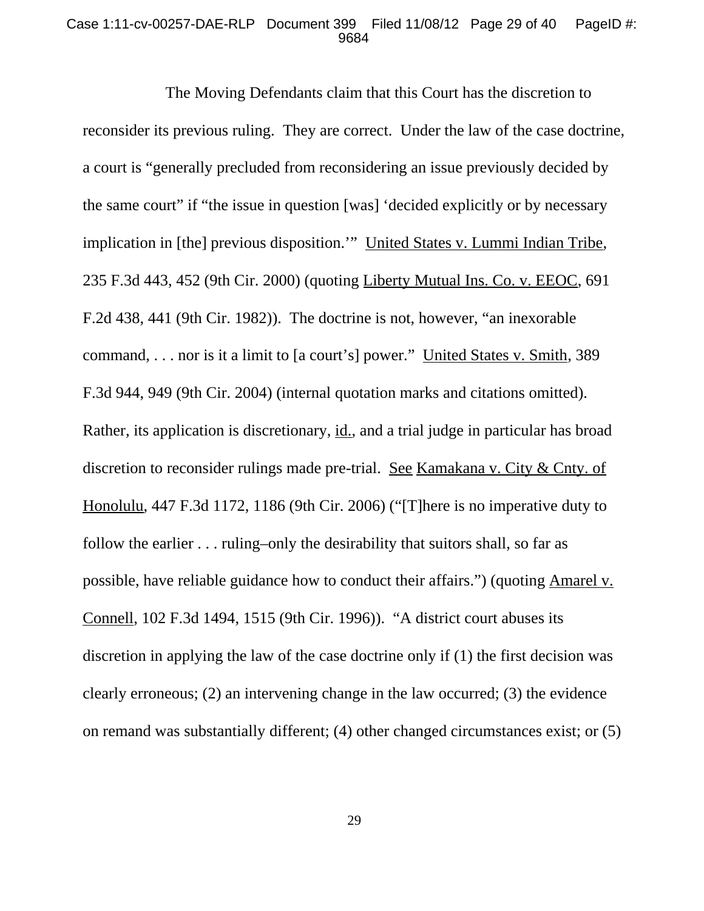The Moving Defendants claim that this Court has the discretion to reconsider its previous ruling. They are correct. Under the law of the case doctrine, a court is "generally precluded from reconsidering an issue previously decided by the same court" if "the issue in question [was] 'decided explicitly or by necessary implication in [the] previous disposition.'" United States v. Lummi Indian Tribe, 235 F.3d 443, 452 (9th Cir. 2000) (quoting Liberty Mutual Ins. Co. v. EEOC, 691 F.2d 438, 441 (9th Cir. 1982)). The doctrine is not, however, "an inexorable command, . . . nor is it a limit to [a court's] power." United States v. Smith, 389 F.3d 944, 949 (9th Cir. 2004) (internal quotation marks and citations omitted). Rather, its application is discretionary, id., and a trial judge in particular has broad discretion to reconsider rulings made pre-trial. See Kamakana v. City & Cnty. of Honolulu, 447 F.3d 1172, 1186 (9th Cir. 2006) ("[T]here is no imperative duty to follow the earlier . . . ruling–only the desirability that suitors shall, so far as possible, have reliable guidance how to conduct their affairs.") (quoting Amarel v. Connell, 102 F.3d 1494, 1515 (9th Cir. 1996)). "A district court abuses its discretion in applying the law of the case doctrine only if (1) the first decision was clearly erroneous; (2) an intervening change in the law occurred; (3) the evidence on remand was substantially different; (4) other changed circumstances exist; or (5)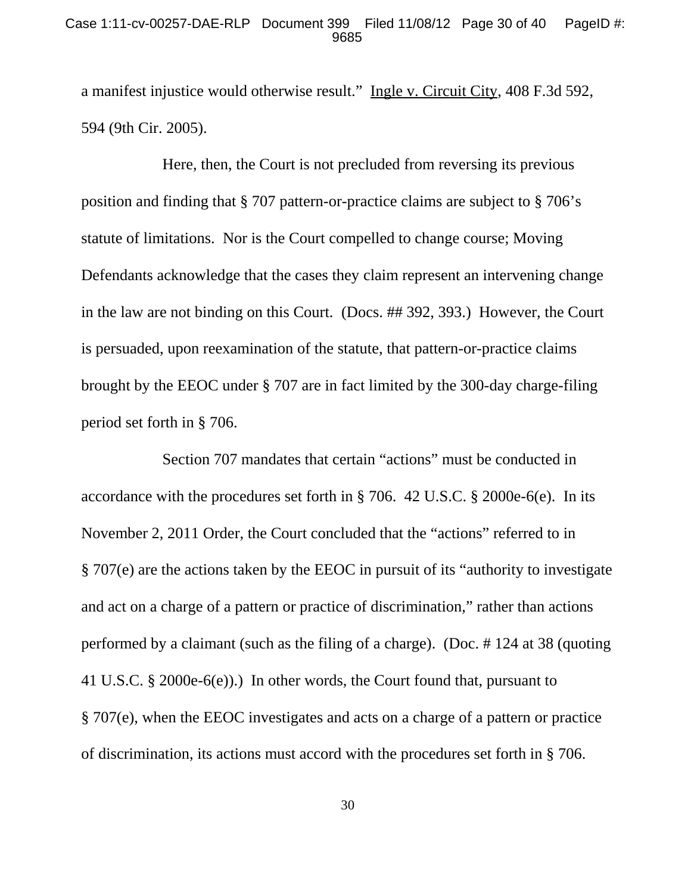a manifest injustice would otherwise result." Ingle v. Circuit City, 408 F.3d 592, 594 (9th Cir. 2005).

Here, then, the Court is not precluded from reversing its previous position and finding that § 707 pattern-or-practice claims are subject to § 706's statute of limitations. Nor is the Court compelled to change course; Moving Defendants acknowledge that the cases they claim represent an intervening change in the law are not binding on this Court. (Docs. ## 392, 393.) However, the Court is persuaded, upon reexamination of the statute, that pattern-or-practice claims brought by the EEOC under § 707 are in fact limited by the 300-day charge-filing period set forth in § 706.

Section 707 mandates that certain "actions" must be conducted in accordance with the procedures set forth in § 706. 42 U.S.C. § 2000e-6(e). In its November 2, 2011 Order, the Court concluded that the "actions" referred to in § 707(e) are the actions taken by the EEOC in pursuit of its "authority to investigate and act on a charge of a pattern or practice of discrimination," rather than actions performed by a claimant (such as the filing of a charge). (Doc. # 124 at 38 (quoting 41 U.S.C. § 2000e-6(e)).) In other words, the Court found that, pursuant to § 707(e), when the EEOC investigates and acts on a charge of a pattern or practice of discrimination, its actions must accord with the procedures set forth in § 706.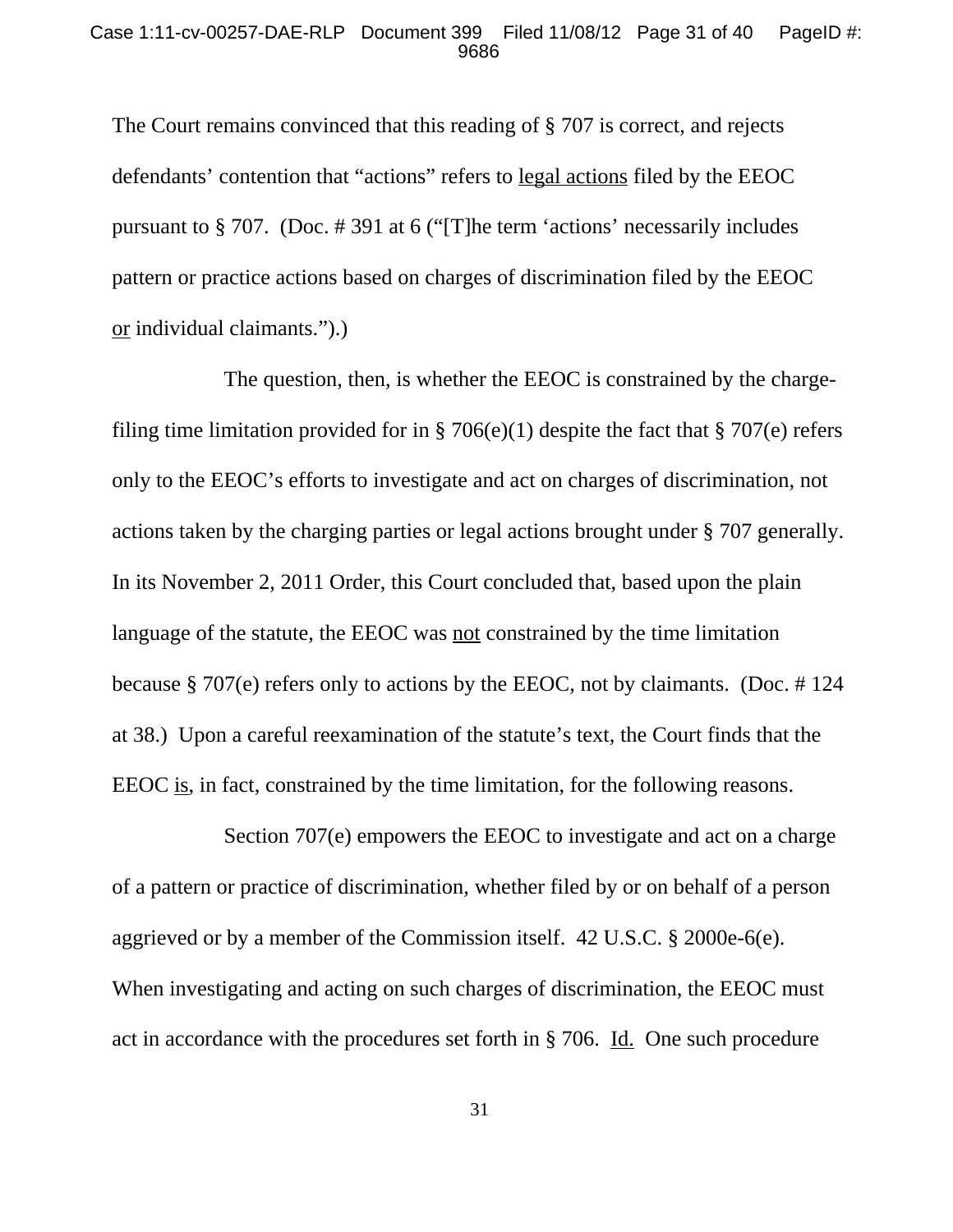The Court remains convinced that this reading of § 707 is correct, and rejects defendants' contention that "actions" refers to <u>legal actions</u> filed by the EEOC pursuant to § 707. (Doc. # 391 at 6 ("[T]he term 'actions' necessarily includes pattern or practice actions based on charges of discrimination filed by the EEOC <u>or</u> individual claimants.").)

The question, then, is whether the EEOC is constrained by the charge-filing time limitation provided for in § 706(e)(1) despite the fact that § 707(e) refers only to the EEOC's efforts to investigate and act on charges of discrimination, not actions taken by the charging parties or legal actions brought under § 707 generally. In its November 2, 2011 Order, this Court concluded that, based upon the plain language of the statute, the EEOC was <u>not</u> constrained by the time limitation because § 707(e) refers only to actions by the EEOC, not by claimants. (Doc. # 124 at 38.) Upon a careful reexamination of the statute's text, the Court finds that the EEOC <u>is</u>, in fact, constrained by the time limitation, for the following reasons.

Section 707(e) empowers the EEOC to investigate and act on a charge of a pattern or practice of discrimination, whether filed by or on behalf of a person aggrieved or by a member of the Commission itself. 42 U.S.C. § 2000e-6(e). When investigating and acting on such charges of discrimination, the EEOC must act in accordance with the procedures set forth in § 706. <u>Id.</u> One such procedure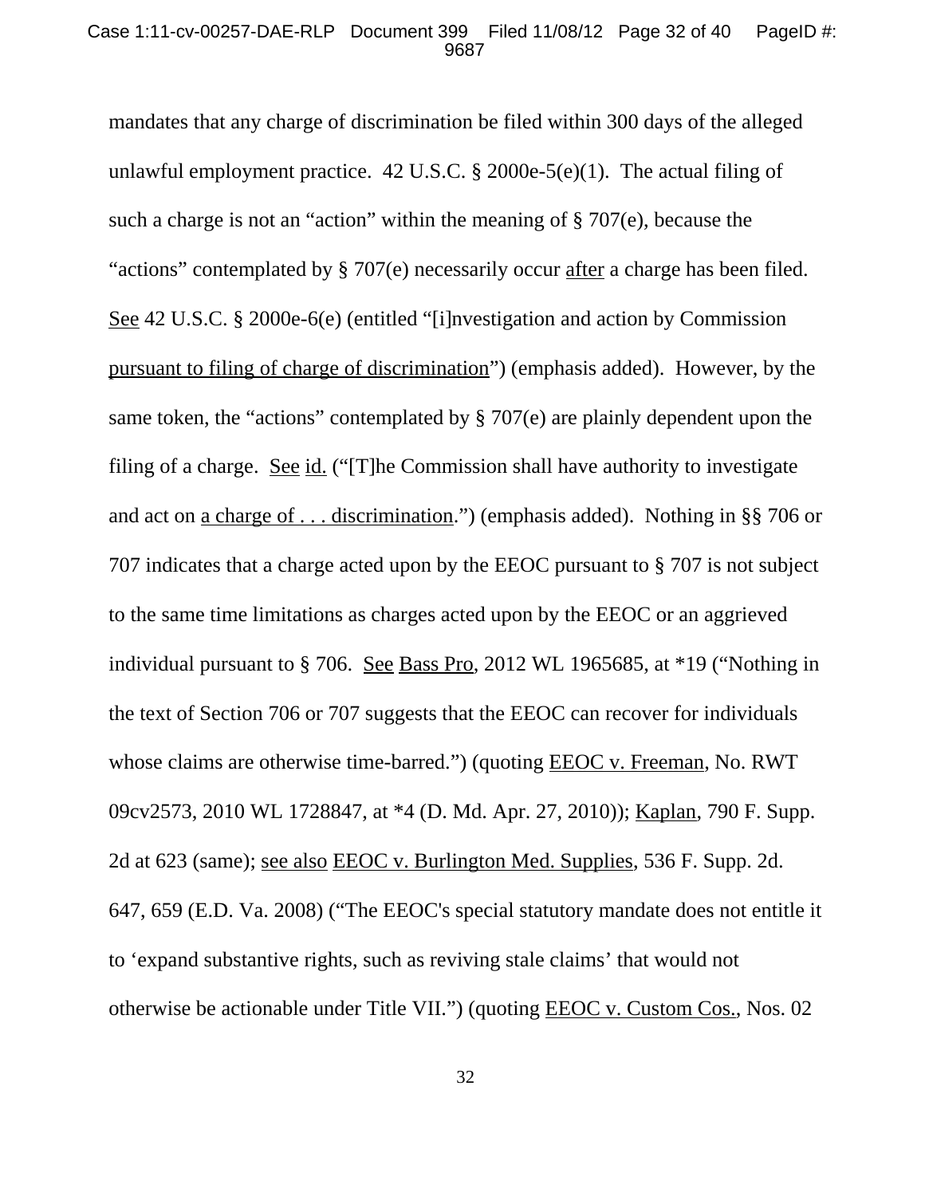mandates that any charge of discrimination be filed within 300 days of the alleged unlawful employment practice. 42 U.S.C. § 2000e-5(e)(1). The actual filing of such a charge is not an "action" within the meaning of § 707(e), because the "actions" contemplated by § 707(e) necessarily occur after a charge has been filed. See 42 U.S.C. § 2000e-6(e) (entitled "[i]nvestigation and action by Commission pursuant to filing of charge of discrimination") (emphasis added). However, by the same token, the "actions" contemplated by § 707(e) are plainly dependent upon the filing of a charge. See id. ("[T]he Commission shall have authority to investigate and act on a charge of . . . discrimination.") (emphasis added). Nothing in §§ 706 or 707 indicates that a charge acted upon by the EEOC pursuant to § 707 is not subject to the same time limitations as charges acted upon by the EEOC or an aggrieved individual pursuant to § 706. See Bass Pro, 2012 WL 1965685, at *19 ("Nothing in the text of Section 706 or 707 suggests that the EEOC can recover for individuals whose claims are otherwise time-barred.") (quoting EEOC v. Freeman, No. RWT 09cv2573, 2010 WL 1728847, at *4 (D. Md. Apr. 27, 2010)); Kaplan, 790 F. Supp. 2d at 623 (same); see also EEOC v. Burlington Med. Supplies, 536 F. Supp. 2d. 647, 659 (E.D. Va. 2008) ("The EEOC's special statutory mandate does not entitle it to 'expand substantive rights, such as reviving stale claims' that would not otherwise be actionable under Title VII.") (quoting EEOC v. Custom Cos., Nos. 02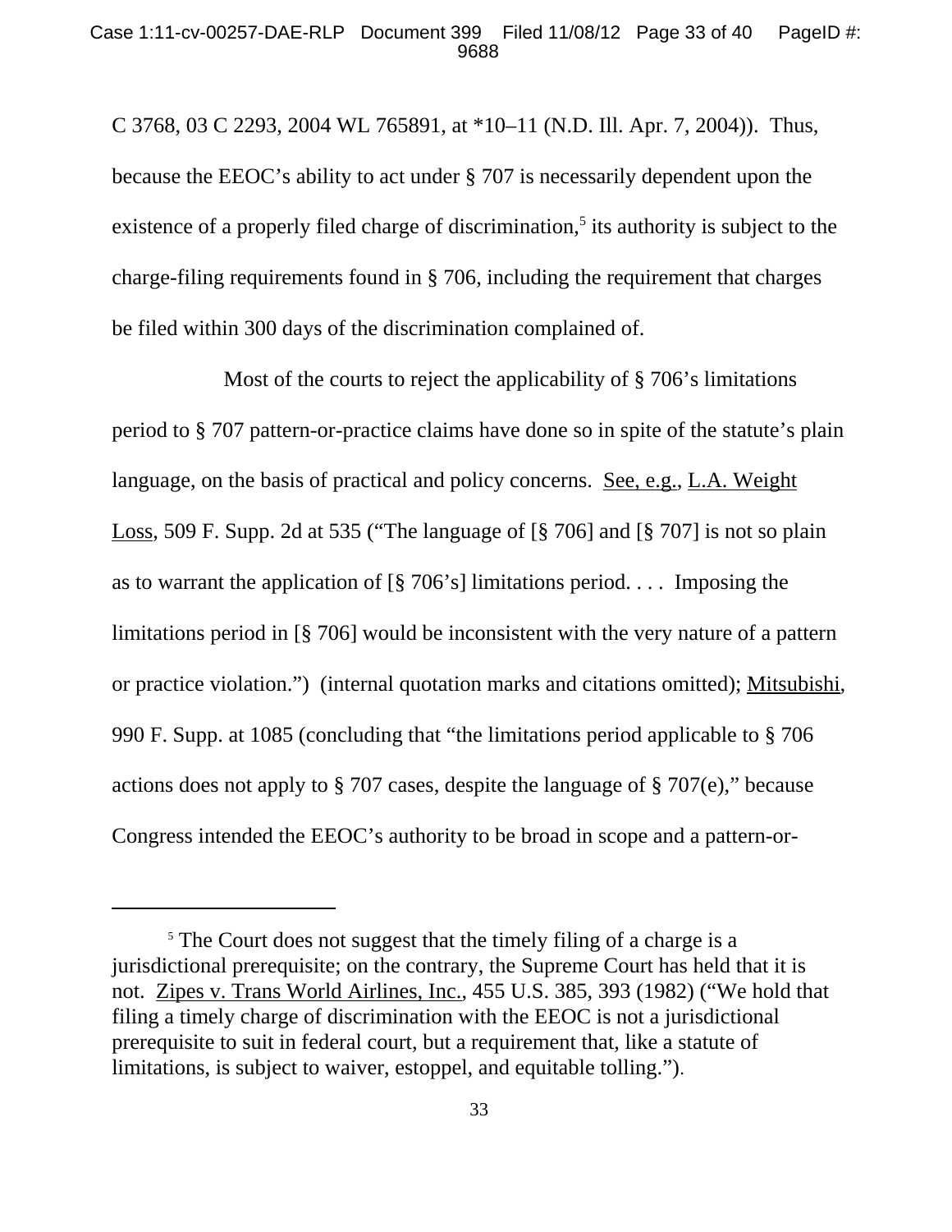C 3768, 03 C 2293, 2004 WL 765891, at *10–11 (N.D. Ill. Apr. 7, 2004)). Thus, because the EEOC's ability to act under § 707 is necessarily dependent upon the existence of a properly filed charge of discrimination,[5] its authority is subject to the charge-filing requirements found in § 706, including the requirement that charges be filed within 300 days of the discrimination complained of.

Most of the courts to reject the applicability of § 706's limitations period to § 707 pattern-or-practice claims have done so in spite of the statute's plain language, on the basis of practical and policy concerns. See, e.g., L.A. Weight Loss, 509 F. Supp. 2d at 535 ("The language of [§ 706] and [§ 707] is not so plain as to warrant the application of [§ 706's] limitations period. . . . Imposing the limitations period in [§ 706] would be inconsistent with the very nature of a pattern or practice violation.") (internal quotation marks and citations omitted); Mitsubishi, 990 F. Supp. at 1085 (concluding that "the limitations period applicable to § 706 actions does not apply to § 707 cases, despite the language of § 707(e)," because Congress intended the EEOC's authority to be broad in scope and a pattern-or-

[5] The Court does not suggest that the timely filing of a charge is a jurisdictional prerequisite; on the contrary, the Supreme Court has held that it is not. Zipes v. Trans World Airlines, Inc., 455 U.S. 385, 393 (1982) ("We hold that filing a timely charge of discrimination with the EEOC is not a jurisdictional prerequisite to suit in federal court, but a requirement that, like a statute of limitations, is subject to waiver, estoppel, and equitable tolling.").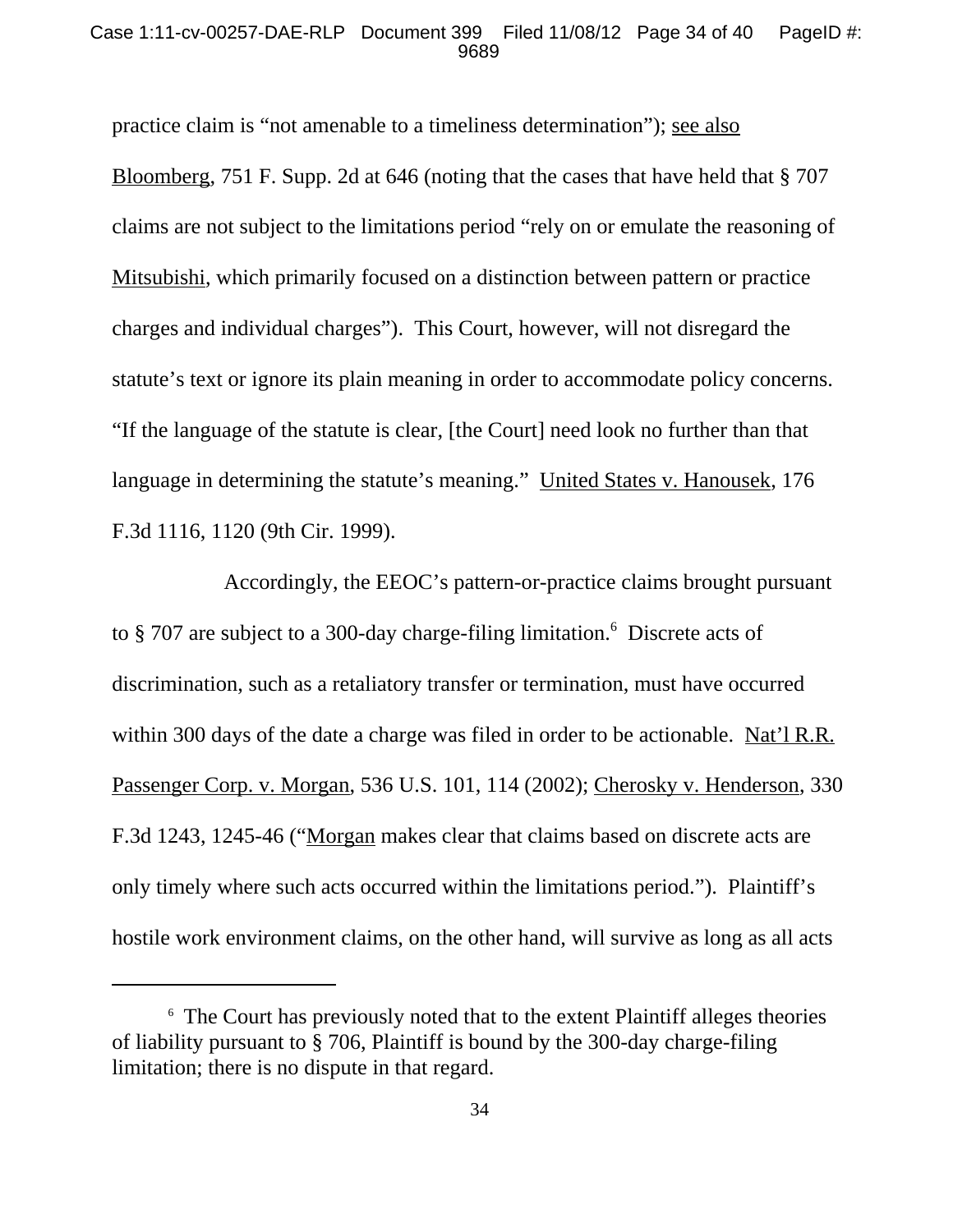practice claim is "not amenable to a timeliness determination"); see also Bloomberg, 751 F. Supp. 2d at 646 (noting that the cases that have held that § 707 claims are not subject to the limitations period "rely on or emulate the reasoning of Mitsubishi, which primarily focused on a distinction between pattern or practice charges and individual charges"). This Court, however, will not disregard the statute's text or ignore its plain meaning in order to accommodate policy concerns. "If the language of the statute is clear, [the Court] need look no further than that language in determining the statute's meaning." United States v. Hanousek, 176 F.3d 1116, 1120 (9th Cir. 1999).

Accordingly, the EEOC's pattern-or-practice claims brought pursuant to § 707 are subject to a 300-day charge-filing limitation.[6] Discrete acts of discrimination, such as a retaliatory transfer or termination, must have occurred within 300 days of the date a charge was filed in order to be actionable. Nat'l R.R. Passenger Corp. v. Morgan, 536 U.S. 101, 114 (2002); Cherosky v. Henderson, 330 F.3d 1243, 1245-46 ("Morgan makes clear that claims based on discrete acts are only timely where such acts occurred within the limitations period."). Plaintiff's hostile work environment claims, on the other hand, will survive as long as all acts

[6] The Court has previously noted that to the extent Plaintiff alleges theories of liability pursuant to § 706, Plaintiff is bound by the 300-day charge-filing limitation; there is no dispute in that regard.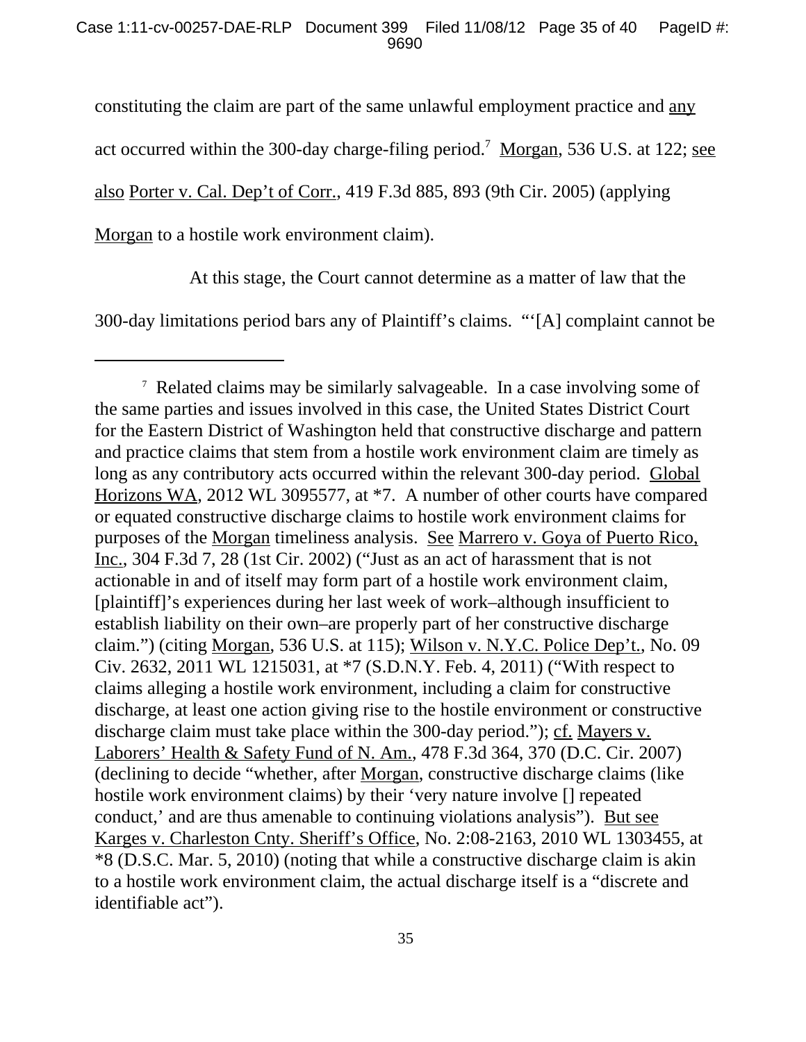constituting the claim are part of the same unlawful employment practice and any act occurred within the 300-day charge-filing period.[7] Morgan, 536 U.S. at 122; see also Porter v. Cal. Dep't of Corr., 419 F.3d 885, 893 (9th Cir. 2005) (applying Morgan to a hostile work environment claim).

At this stage, the Court cannot determine as a matter of law that the 300-day limitations period bars any of Plaintiff's claims. "'[A] complaint cannot be

---

[7] Related claims may be similarly salvageable. In a case involving some of the same parties and issues involved in this case, the United States District Court for the Eastern District of Washington held that constructive discharge and pattern and practice claims that stem from a hostile work environment claim are timely as long as any contributory acts occurred within the relevant 300-day period. Global Horizons WA, 2012 WL 3095577, at *7. A number of other courts have compared or equated constructive discharge claims to hostile work environment claims for purposes of the Morgan timeliness analysis. See Marrero v. Goya of Puerto Rico, Inc., 304 F.3d 7, 28 (1st Cir. 2002) ("Just as an act of harassment that is not actionable in and of itself may form part of a hostile work environment claim, [plaintiff]'s experiences during her last week of work–although insufficient to establish liability on their own–are properly part of her constructive discharge claim.") (citing Morgan, 536 U.S. at 115); Wilson v. N.Y.C. Police Dep't., No. 09 Civ. 2632, 2011 WL 1215031, at *7 (S.D.N.Y. Feb. 4, 2011) ("With respect to claims alleging a hostile work environment, including a claim for constructive discharge, at least one action giving rise to the hostile environment or constructive discharge claim must take place within the 300-day period."); cf. Mayers v. Laborers' Health & Safety Fund of N. Am., 478 F.3d 364, 370 (D.C. Cir. 2007) (declining to decide "whether, after Morgan, constructive discharge claims (like hostile work environment claims) by their 'very nature involve [] repeated conduct,' and are thus amenable to continuing violations analysis"). But see Karges v. Charleston Cnty. Sheriff's Office, No. 2:08-2163, 2010 WL 1303455, at *8 (D.S.C. Mar. 5, 2010) (noting that while a constructive discharge claim is akin to a hostile work environment claim, the actual discharge itself is a "discrete and identifiable act").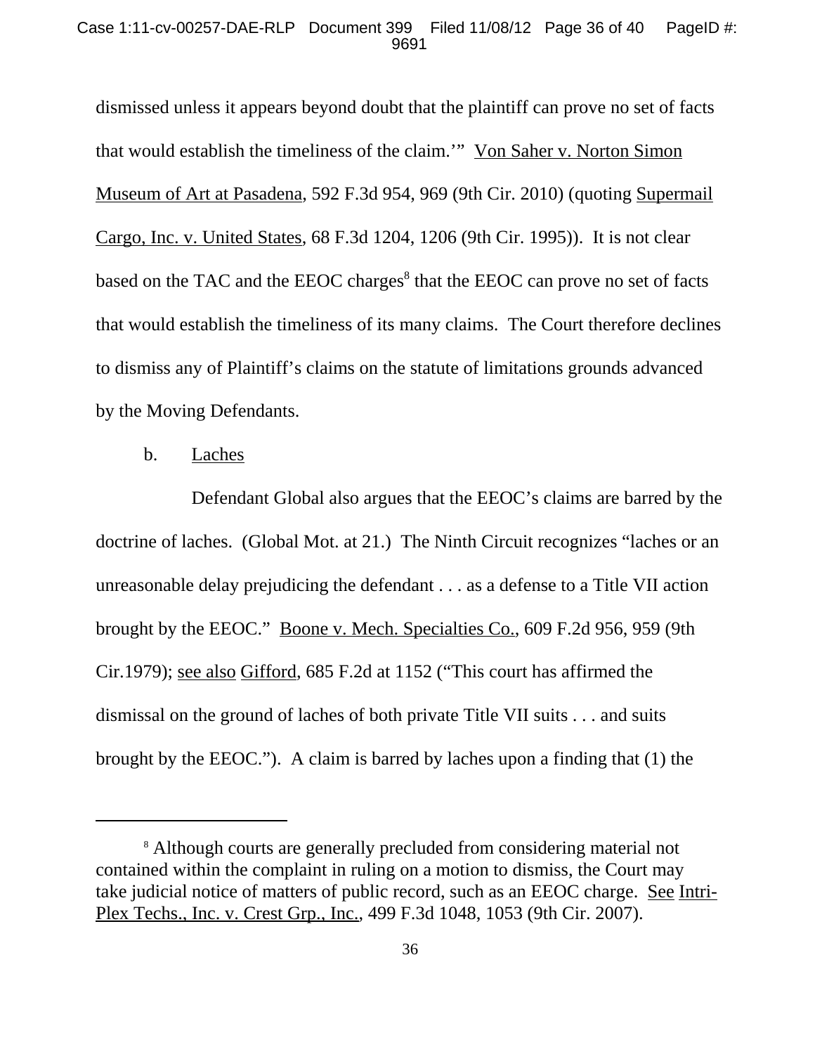dismissed unless it appears beyond doubt that the plaintiff can prove no set of facts that would establish the timeliness of the claim.'" Von Saher v. Norton Simon Museum of Art at Pasadena, 592 F.3d 954, 969 (9th Cir. 2010) (quoting Supermail Cargo, Inc. v. United States, 68 F.3d 1204, 1206 (9th Cir. 1995)). It is not clear based on the TAC and the EEOC charges[8] that the EEOC can prove no set of facts that would establish the timeliness of its many claims. The Court therefore declines to dismiss any of Plaintiff's claims on the statute of limitations grounds advanced by the Moving Defendants.

b. Laches

Defendant Global also argues that the EEOC's claims are barred by the doctrine of laches. (Global Mot. at 21.) The Ninth Circuit recognizes "laches or an unreasonable delay prejudicing the defendant . . . as a defense to a Title VII action brought by the EEOC." Boone v. Mech. Specialties Co., 609 F.2d 956, 959 (9th Cir.1979); see also Gifford, 685 F.2d at 1152 ("This court has affirmed the dismissal on the ground of laches of both private Title VII suits . . . and suits brought by the EEOC."). A claim is barred by laches upon a finding that (1) the

[8] Although courts are generally precluded from considering material not contained within the complaint in ruling on a motion to dismiss, the Court may take judicial notice of matters of public record, such as an EEOC charge. See Intri-Plex Techs., Inc. v. Crest Grp., Inc., 499 F.3d 1048, 1053 (9th Cir. 2007).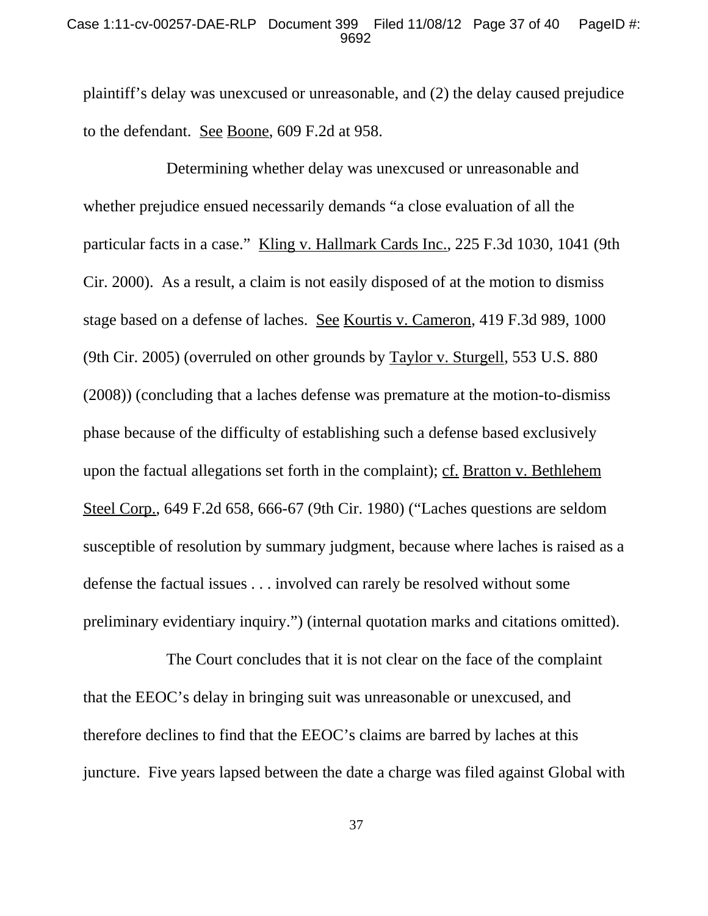plaintiff's delay was unexcused or unreasonable, and (2) the delay caused prejudice to the defendant. See Boone, 609 F.2d at 958.

Determining whether delay was unexcused or unreasonable and whether prejudice ensued necessarily demands "a close evaluation of all the particular facts in a case." Kling v. Hallmark Cards Inc., 225 F.3d 1030, 1041 (9th Cir. 2000). As a result, a claim is not easily disposed of at the motion to dismiss stage based on a defense of laches. See Kourtis v. Cameron, 419 F.3d 989, 1000 (9th Cir. 2005) (overruled on other grounds by Taylor v. Sturgell, 553 U.S. 880 (2008)) (concluding that a laches defense was premature at the motion-to-dismiss phase because of the difficulty of establishing such a defense based exclusively upon the factual allegations set forth in the complaint); cf. Bratton v. Bethlehem Steel Corp., 649 F.2d 658, 666-67 (9th Cir. 1980) ("Laches questions are seldom susceptible of resolution by summary judgment, because where laches is raised as a defense the factual issues . . . involved can rarely be resolved without some preliminary evidentiary inquiry.") (internal quotation marks and citations omitted).

The Court concludes that it is not clear on the face of the complaint that the EEOC's delay in bringing suit was unreasonable or unexcused, and therefore declines to find that the EEOC's claims are barred by laches at this juncture. Five years lapsed between the date a charge was filed against Global with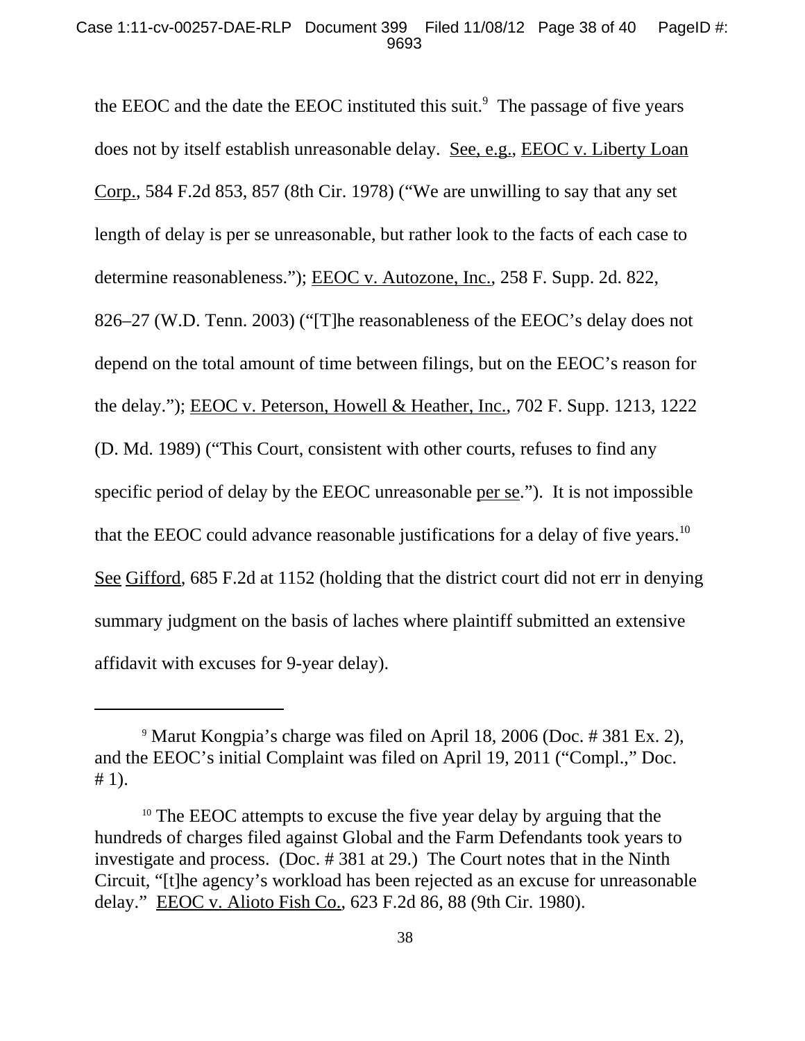the EEOC and the date the EEOC instituted this suit.[9] The passage of five years does not by itself establish unreasonable delay. See, e.g., EEOC v. Liberty Loan Corp., 584 F.2d 853, 857 (8th Cir. 1978) ("We are unwilling to say that any set length of delay is per se unreasonable, but rather look to the facts of each case to determine reasonableness."); EEOC v. Autozone, Inc., 258 F. Supp. 2d. 822, 826–27 (W.D. Tenn. 2003) ("[T]he reasonableness of the EEOC's delay does not depend on the total amount of time between filings, but on the EEOC's reason for the delay."); EEOC v. Peterson, Howell & Heather, Inc., 702 F. Supp. 1213, 1222 (D. Md. 1989) ("This Court, consistent with other courts, refuses to find any specific period of delay by the EEOC unreasonable per se."). It is not impossible that the EEOC could advance reasonable justifications for a delay of five years.[10] See Gifford, 685 F.2d at 1152 (holding that the district court did not err in denying summary judgment on the basis of laches where plaintiff submitted an extensive affidavit with excuses for 9-year delay).

---

[9] Marut Kongpia's charge was filed on April 18, 2006 (Doc. # 381 Ex. 2), and the EEOC's initial Complaint was filed on April 19, 2011 ("Compl.," Doc. # 1).

[10] The EEOC attempts to excuse the five year delay by arguing that the hundreds of charges filed against Global and the Farm Defendants took years to investigate and process. (Doc. # 381 at 29.) The Court notes that in the Ninth Circuit, "[t]he agency's workload has been rejected as an excuse for unreasonable delay." EEOC v. Alioto Fish Co., 623 F.2d 86, 88 (9th Cir. 1980).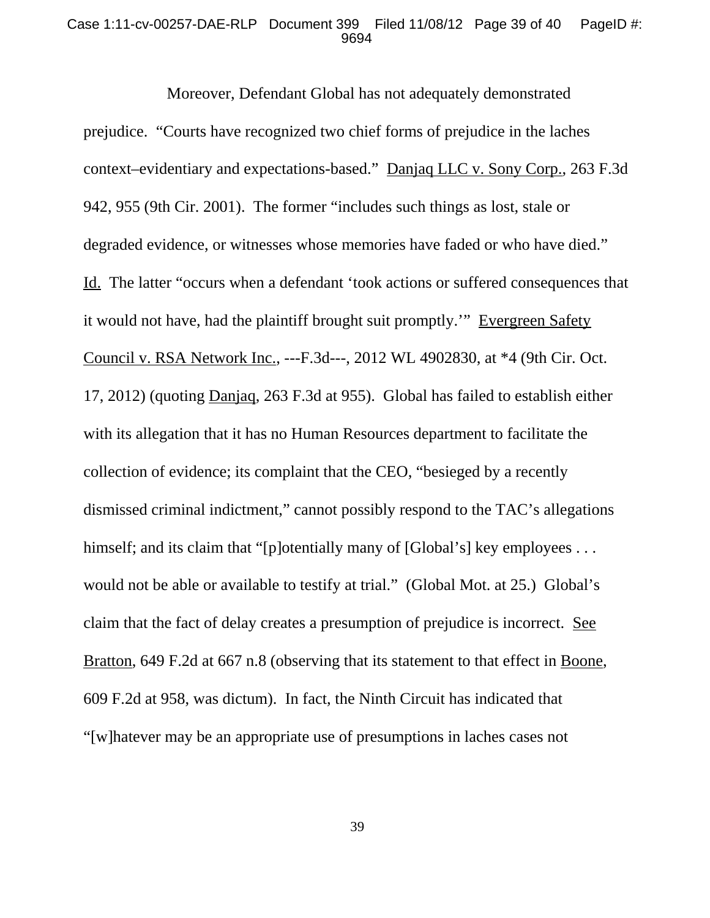Moreover, Defendant Global has not adequately demonstrated prejudice. "Courts have recognized two chief forms of prejudice in the laches context–evidentiary and expectations-based." Danjaq LLC v. Sony Corp., 263 F.3d 942, 955 (9th Cir. 2001). The former "includes such things as lost, stale or degraded evidence, or witnesses whose memories have faded or who have died." Id. The latter "occurs when a defendant 'took actions or suffered consequences that it would not have, had the plaintiff brought suit promptly.'" Evergreen Safety Council v. RSA Network Inc., ---F.3d---, 2012 WL 4902830, at *4 (9th Cir. Oct. 17, 2012) (quoting Danjaq, 263 F.3d at 955). Global has failed to establish either with its allegation that it has no Human Resources department to facilitate the collection of evidence; its complaint that the CEO, "besieged by a recently dismissed criminal indictment," cannot possibly respond to the TAC's allegations himself; and its claim that "[p]otentially many of [Global's] key employees . . . would not be able or available to testify at trial." (Global Mot. at 25.) Global's claim that the fact of delay creates a presumption of prejudice is incorrect. See Bratton, 649 F.2d at 667 n.8 (observing that its statement to that effect in Boone, 609 F.2d at 958, was dictum). In fact, the Ninth Circuit has indicated that "[w]hatever may be an appropriate use of presumptions in laches cases not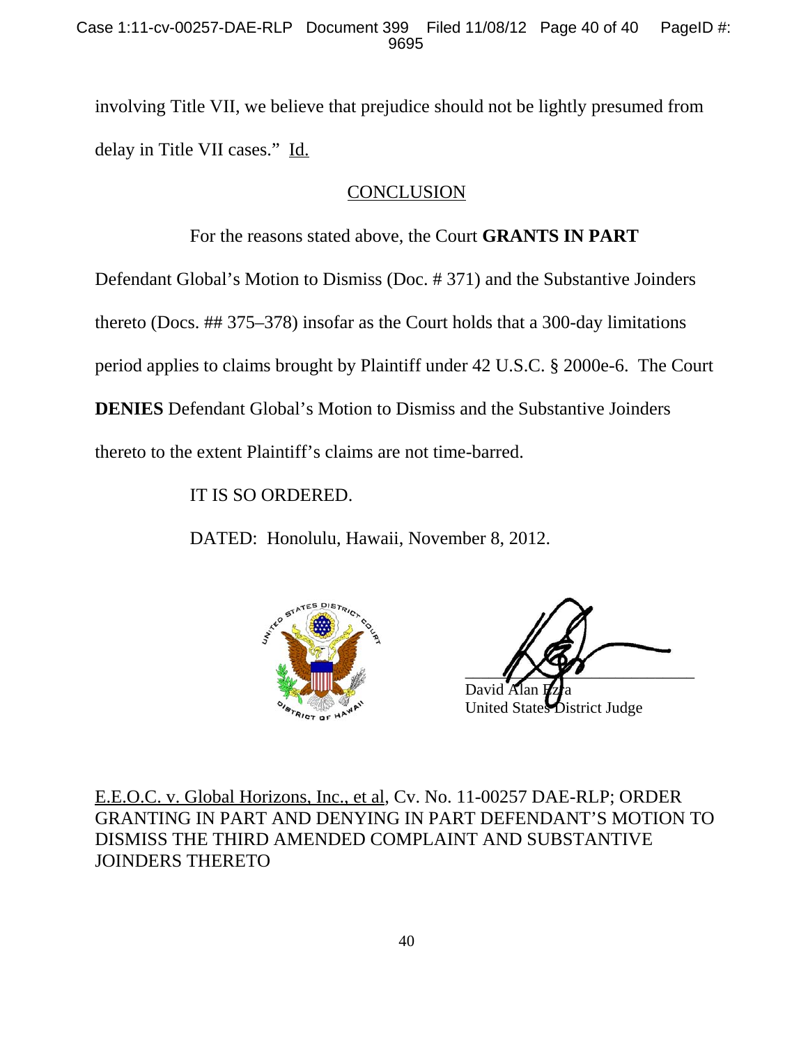involving Title VII, we believe that prejudice should not be lightly presumed from delay in Title VII cases." Id.

## CONCLUSION

For the reasons stated above, the Court **GRANTS IN PART** Defendant Global's Motion to Dismiss (Doc. # 371) and the Substantive Joinders thereto (Docs. ## 375–378) insofar as the Court holds that a 300-day limitations period applies to claims brought by Plaintiff under 42 U.S.C. § 2000e-6. The Court **DENIES** Defendant Global's Motion to Dismiss and the Substantive Joinders thereto to the extent Plaintiff's claims are not time-barred.

IT IS SO ORDERED.

DATED: Honolulu, Hawaii, November 8, 2012.

David Alan Ezra
United States District Judge

E.E.O.C. v. Global Horizons, Inc., et al, Cv. No. 11-00257 DAE-RLP; ORDER GRANTING IN PART AND DENYING IN PART DEFENDANT'S MOTION TO DISMISS THE THIRD AMENDED COMPLAINT AND SUBSTANTIVE JOINDERS THERETO